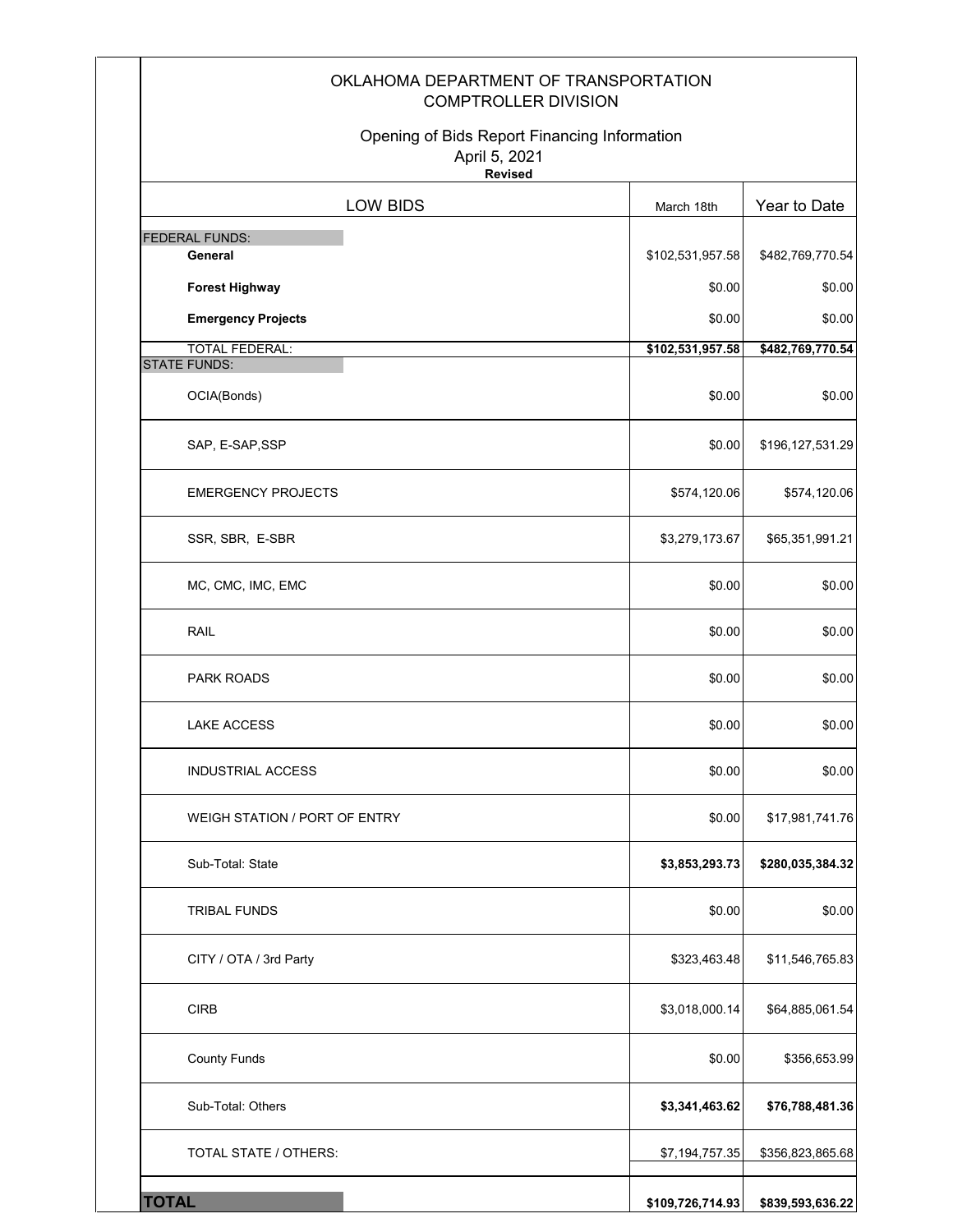# OKLAHOMA DEPARTMENT OF TRANSPORTATION
## COMPTROLLER DIVISION

### Opening of Bids Report Financing Information
April 5, 2021
**Revised**

| LOW BIDS | March 18th | Year to Date |
|---|---|---|
| FEDERAL FUNDS: | | |
| **General** | $102,531,957.58 | $482,769,770.54 |
| **Forest Highway** | $0.00 | $0.00 |
| **Emergency Projects** | $0.00 | $0.00 |
| TOTAL FEDERAL: | **$102,531,957.58** | **$482,769,770.54** |
| STATE FUNDS: | | |
| OCIA(Bonds) | $0.00 | $0.00 |
| SAP, E-SAP,SSP | $0.00 | $196,127,531.29 |
| EMERGENCY PROJECTS | $574,120.06 | $574,120.06 |
| SSR, SBR, E-SBR | $3,279,173.67 | $65,351,991.21 |
| MC, CMC, IMC, EMC | $0.00 | $0.00 |
| RAIL | $0.00 | $0.00 |
| PARK ROADS | $0.00 | $0.00 |
| LAKE ACCESS | $0.00 | $0.00 |
| INDUSTRIAL ACCESS | $0.00 | $0.00 |
| WEIGH STATION / PORT OF ENTRY | $0.00 | $17,981,741.76 |
| Sub-Total: State | **$3,853,293.73** | **$280,035,384.32** |
| TRIBAL FUNDS | $0.00 | $0.00 |
| CITY / OTA / 3rd Party | $323,463.48 | $11,546,765.83 |
| CIRB | $3,018,000.14 | $64,885,061.54 |
| County Funds | $0.00 | $356,653.99 |
| Sub-Total: Others | **$3,341,463.62** | **$76,788,481.36** |
| TOTAL STATE / OTHERS: | $7,194,757.35 | $356,823,865.68 |
| **TOTAL** | **$109,726,714.93** | **$839,593,636.22** |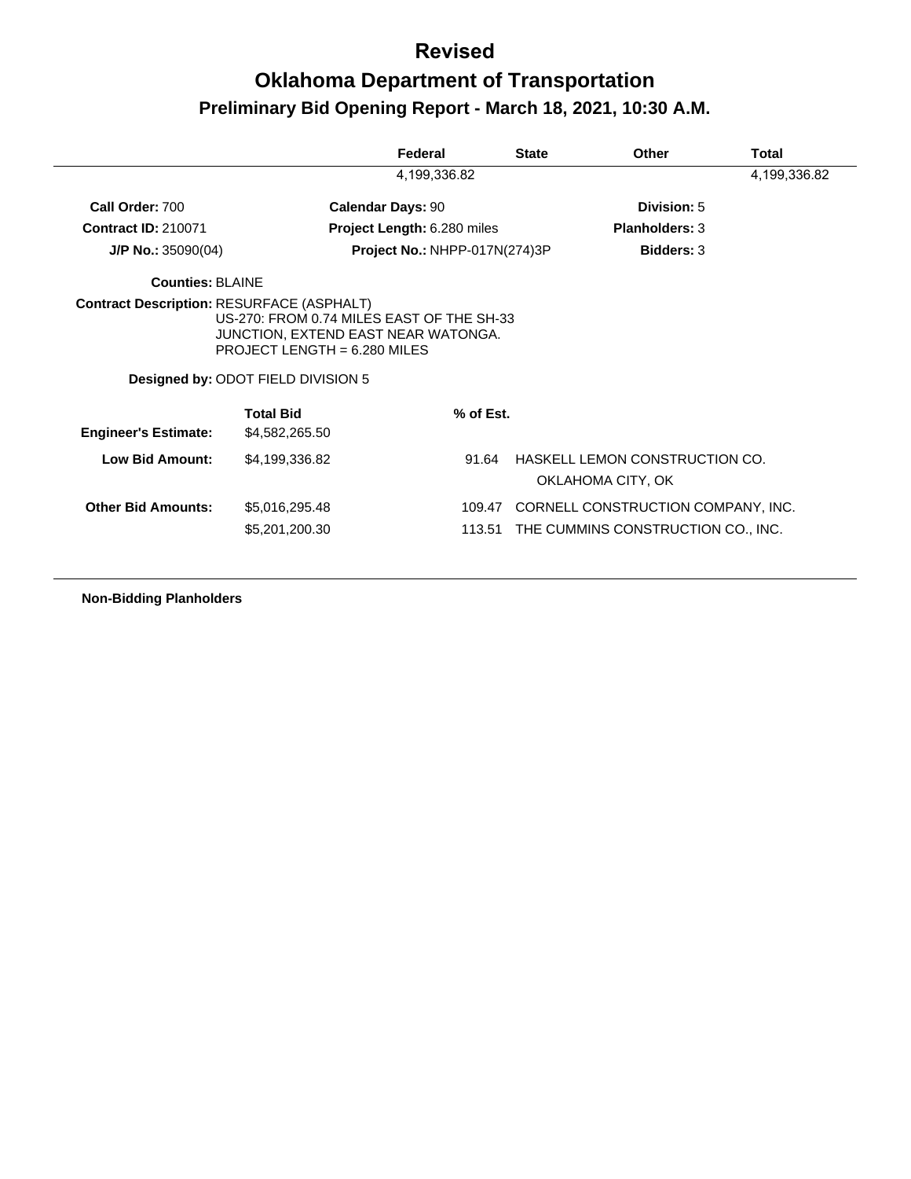# Revised

# Oklahoma Department of Transportation

## Preliminary Bid Opening Report - March 18, 2021, 10:30 A.M.

| Federal | State | Other | Total |
|---|---|---|---|
| 4,199,336.82 | | | 4,199,336.82 |

**Call Order:** 700
**Calendar Days:** 90
**Division:** 5

**Contract ID:** 210071
**Project Length:** 6.280 miles
**Planholders:** 3

**J/P No.:** 35090(04)
**Project No.:** NHPP-017N(274)3P
**Bidders:** 3

**Counties:** BLAINE

**Contract Description:** RESURFACE (ASPHALT)
US-270: FROM 0.74 MILES EAST OF THE SH-33 JUNCTION, EXTEND EAST NEAR WATONGA.
PROJECT LENGTH = 6.280 MILES

**Designed by:** ODOT FIELD DIVISION 5

| | Total Bid | % of Est. | |
|---|---|---|---|
| **Engineer's Estimate:** | $4,582,265.50 | | |
| **Low Bid Amount:** | $4,199,336.82 | 91.64 | HASKELL LEMON CONSTRUCTION CO. OKLAHOMA CITY, OK |
| **Other Bid Amounts:** | $5,016,295.48 | 109.47 | CORNELL CONSTRUCTION COMPANY, INC. |
| | $5,201,200.30 | 113.51 | THE CUMMINS CONSTRUCTION CO., INC. |

**Non-Bidding Planholders**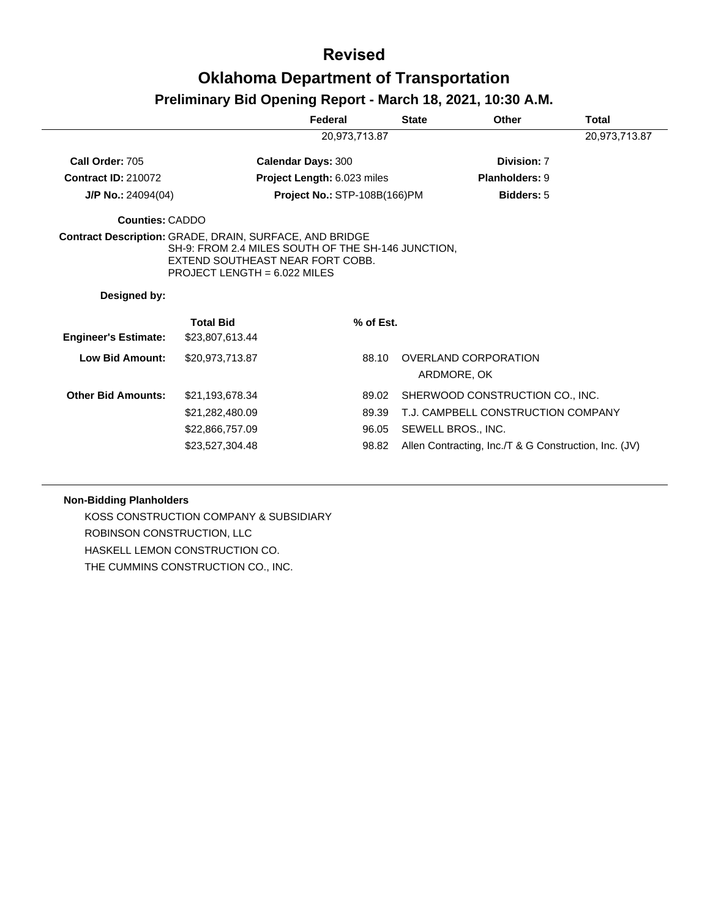# Revised

# Oklahoma Department of Transportation

## Preliminary Bid Opening Report - March 18, 2021, 10:30 A.M.

| Federal | State | Other | Total |
|---|---|---|---|
| 20,973,713.87 | | | 20,973,713.87 |

**Call Order:** 705 | **Calendar Days:** 300 | **Division:** 7

**Contract ID:** 210072 | **Project Length:** 6.023 miles | **Planholders:** 9

**J/P No.:** 24094(04) | **Project No.:** STP-108B(166)PM | **Bidders:** 5

**Counties:** CADDO

**Contract Description:** GRADE, DRAIN, SURFACE, AND BRIDGE
SH-9: FROM 2.4 MILES SOUTH OF THE SH-146 JUNCTION, EXTEND SOUTHEAST NEAR FORT COBB.
PROJECT LENGTH = 6.022 MILES

**Designed by:**

| | Total Bid | % of Est. | |
|---|---|---|---|
| **Engineer's Estimate:** | $23,807,613.44 | | |
| **Low Bid Amount:** | $20,973,713.87 | 88.10 | OVERLAND CORPORATION ARDMORE, OK |
| **Other Bid Amounts:** | $21,193,678.34 | 89.02 | SHERWOOD CONSTRUCTION CO., INC. |
| | $21,282,480.09 | 89.39 | T.J. CAMPBELL CONSTRUCTION COMPANY |
| | $22,866,757.09 | 96.05 | SEWELL BROS., INC. |
| | $23,527,304.48 | 98.82 | Allen Contracting, Inc./T & G Construction, Inc. (JV) |

**Non-Bidding Planholders**

KOSS CONSTRUCTION COMPANY & SUBSIDIARY
ROBINSON CONSTRUCTION, LLC
HASKELL LEMON CONSTRUCTION CO.
THE CUMMINS CONSTRUCTION CO., INC.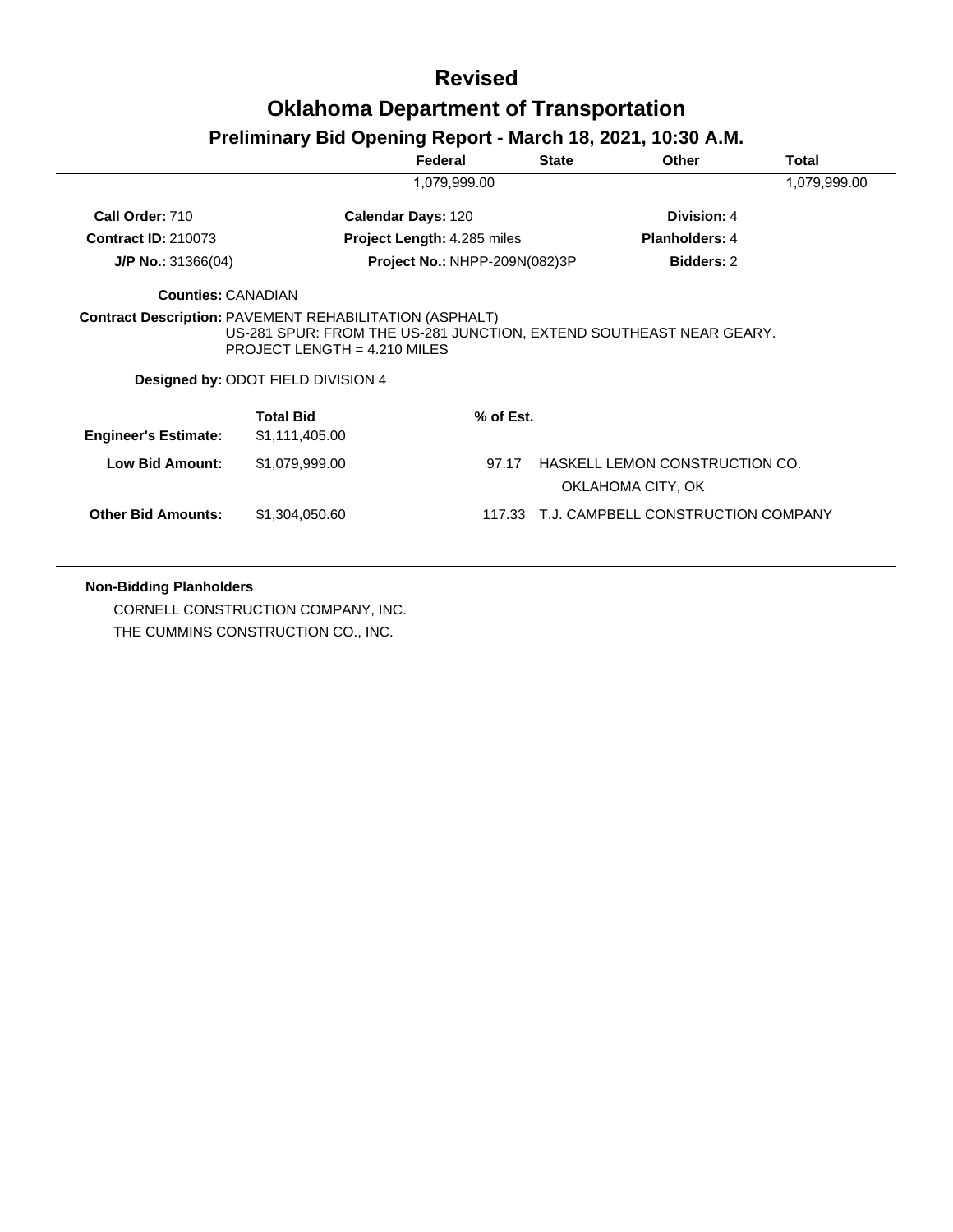# Revised

# Oklahoma Department of Transportation

## Preliminary Bid Opening Report - March 18, 2021, 10:30 A.M.

| | Federal | State | Other | Total |
|---|---|---|---|---|
| | 1,079,999.00 | | | 1,079,999.00 |

| | | |
|---|---|---|
| **Call Order:** 710 | **Calendar Days:** 120 | **Division:** 4 |
| **Contract ID:** 210073 | **Project Length:** 4.285 miles | **Planholders:** 4 |
| **J/P No.:** 31366(04) | **Project No.:** NHPP-209N(082)3P | **Bidders:** 2 |

**Counties:** CANADIAN

**Contract Description:** PAVEMENT REHABILITATION (ASPHALT)
US-281 SPUR: FROM THE US-281 JUNCTION, EXTEND SOUTHEAST NEAR GEARY.
PROJECT LENGTH = 4.210 MILES

**Designed by:** ODOT FIELD DIVISION 4

| | Total Bid | % of Est. | |
|---|---|---|---|
| **Engineer's Estimate:** | $1,111,405.00 | | |
| **Low Bid Amount:** | $1,079,999.00 | 97.17 | HASKELL LEMON CONSTRUCTION CO.<br>OKLAHOMA CITY, OK |
| **Other Bid Amounts:** | $1,304,050.60 | 117.33 | T.J. CAMPBELL CONSTRUCTION COMPANY |

**Non-Bidding Planholders**

CORNELL CONSTRUCTION COMPANY, INC.
THE CUMMINS CONSTRUCTION CO., INC.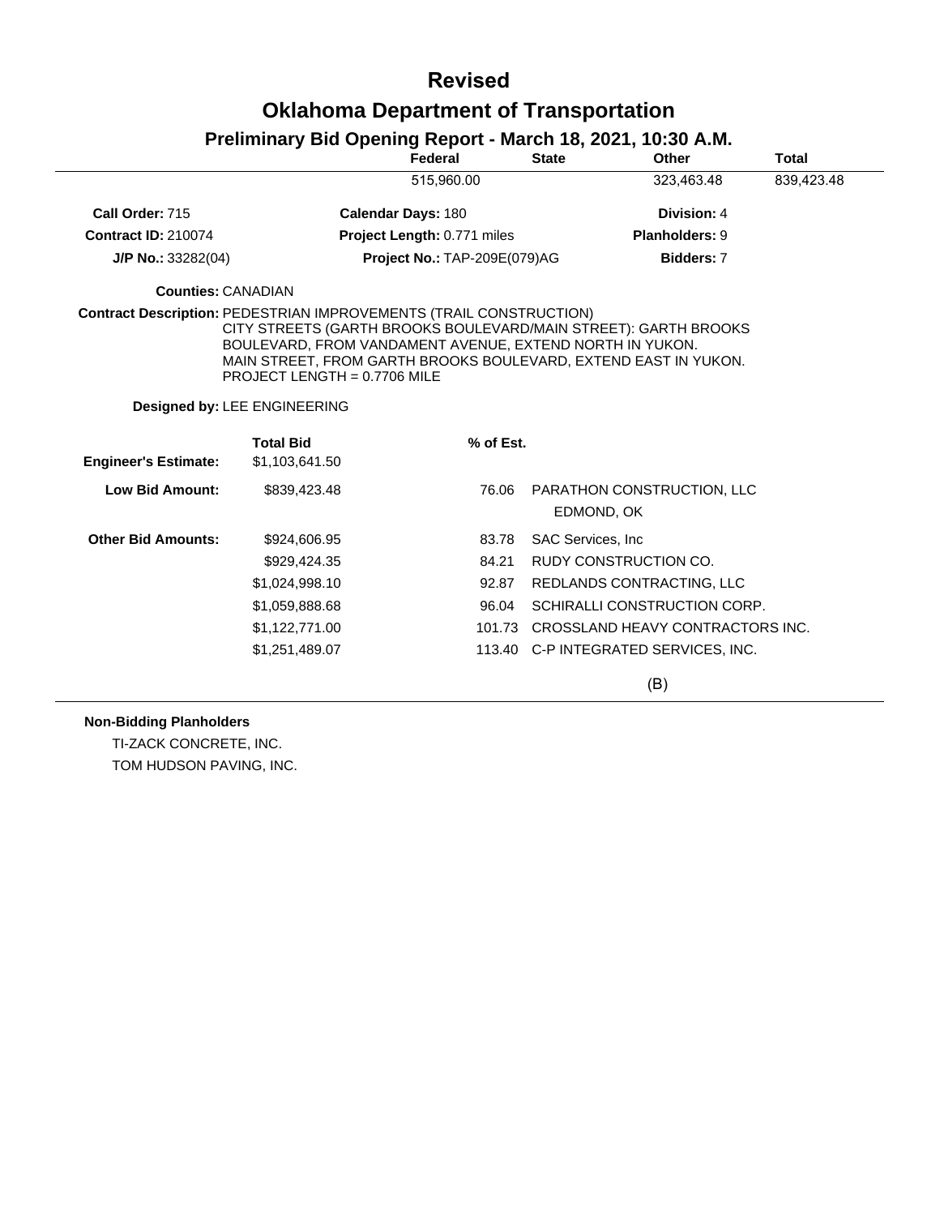# Revised

# Oklahoma Department of Transportation

## Preliminary Bid Opening Report - March 18, 2021, 10:30 A.M.

| Federal | State | Other | Total |
|---|---|---|---|
| 515,960.00 | | 323,463.48 | 839,423.48 |

**Call Order:** 715 **Calendar Days:** 180 **Division:** 4

**Contract ID:** 210074 **Project Length:** 0.771 miles **Planholders:** 9

**J/P No.:** 33282(04) **Project No.:** TAP-209E(079)AG **Bidders:** 7

**Counties:** CANADIAN

**Contract Description:** PEDESTRIAN IMPROVEMENTS (TRAIL CONSTRUCTION)
CITY STREETS (GARTH BROOKS BOULEVARD/MAIN STREET): GARTH BROOKS BOULEVARD, FROM VANDAMENT AVENUE, EXTEND NORTH IN YUKON.
MAIN STREET, FROM GARTH BROOKS BOULEVARD, EXTEND EAST IN YUKON.
PROJECT LENGTH = 0.7706 MILE

**Designed by:** LEE ENGINEERING

| | Total Bid | % of Est. | |
|---|---|---|---|
| **Engineer's Estimate:** | $1,103,641.50 | | |
| **Low Bid Amount:** | $839,423.48 | 76.06 | PARATHON CONSTRUCTION, LLC<br>EDMOND, OK |
| **Other Bid Amounts:** | $924,606.95 | 83.78 | SAC Services, Inc |
| | $929,424.35 | 84.21 | RUDY CONSTRUCTION CO. |
| | $1,024,998.10 | 92.87 | REDLANDS CONTRACTING, LLC |
| | $1,059,888.68 | 96.04 | SCHIRALLI CONSTRUCTION CORP. |
| | $1,122,771.00 | 101.73 | CROSSLAND HEAVY CONTRACTORS INC. |
| | $1,251,489.07 | 113.40 | C-P INTEGRATED SERVICES, INC. |

(B)

**Non-Bidding Planholders**

TI-ZACK CONCRETE, INC.
TOM HUDSON PAVING, INC.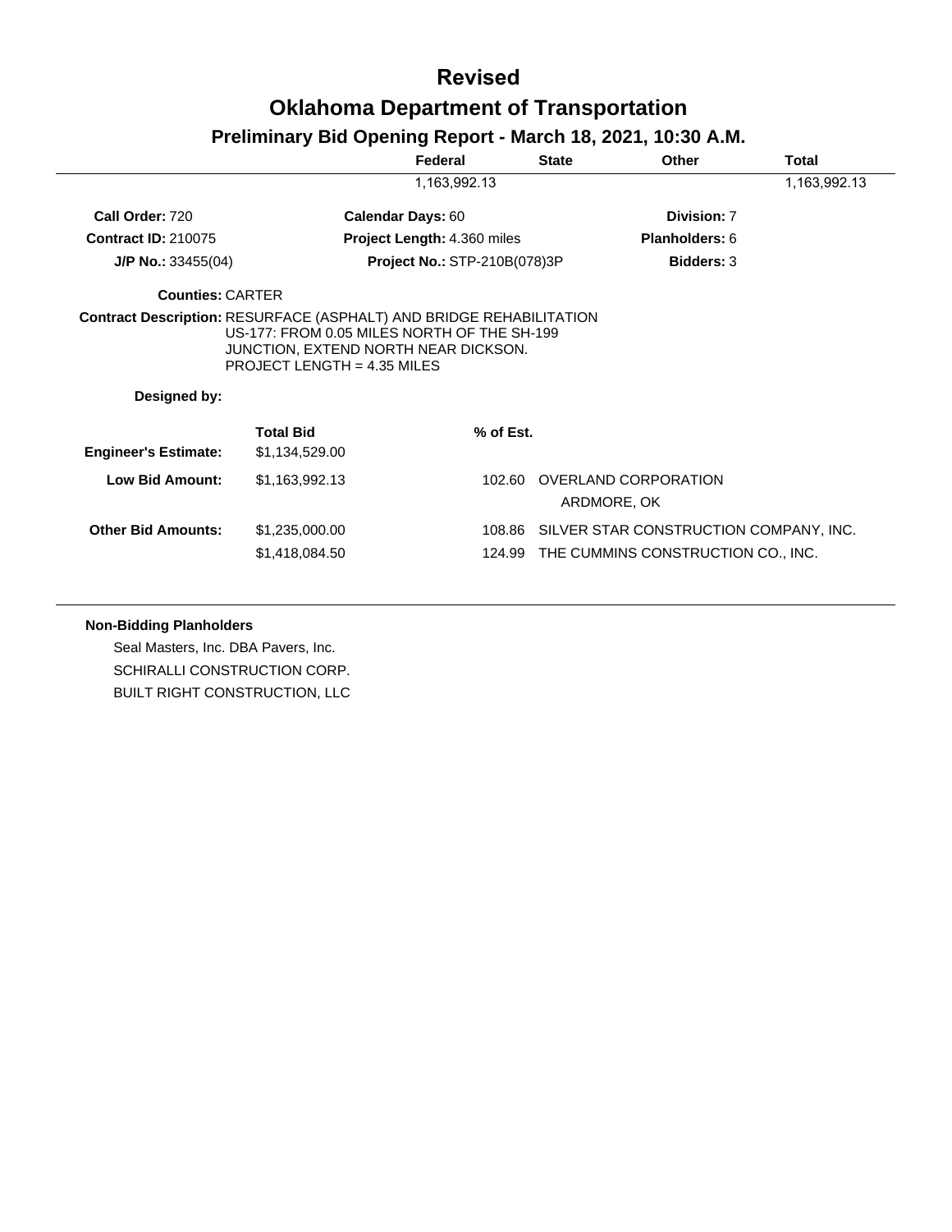# Revised

# Oklahoma Department of Transportation

## Preliminary Bid Opening Report - March 18, 2021, 10:30 A.M.

| Federal | State | Other | Total |
|---|---|---|---|
| 1,163,992.13 | | | 1,163,992.13 |

**Call Order:** 720 **Calendar Days:** 60 **Division:** 7

**Contract ID:** 210075 **Project Length:** 4.360 miles **Planholders:** 6

**J/P No.:** 33455(04) **Project No.:** STP-210B(078)3P **Bidders:** 3

**Counties:** CARTER

**Contract Description:** RESURFACE (ASPHALT) AND BRIDGE REHABILITATION
US-177: FROM 0.05 MILES NORTH OF THE SH-199
JUNCTION, EXTEND NORTH NEAR DICKSON.
PROJECT LENGTH = 4.35 MILES

**Designed by:**

| | Total Bid | % of Est. | |
|---|---|---|---|
| **Engineer's Estimate:** | $1,134,529.00 | | |
| **Low Bid Amount:** | $1,163,992.13 | 102.60 | OVERLAND CORPORATION<br>ARDMORE, OK |
| **Other Bid Amounts:** | $1,235,000.00 | 108.86 | SILVER STAR CONSTRUCTION COMPANY, INC. |
| | $1,418,084.50 | 124.99 | THE CUMMINS CONSTRUCTION CO., INC. |

**Non-Bidding Planholders**

Seal Masters, Inc. DBA Pavers, Inc.
SCHIRALLI CONSTRUCTION CORP.
BUILT RIGHT CONSTRUCTION, LLC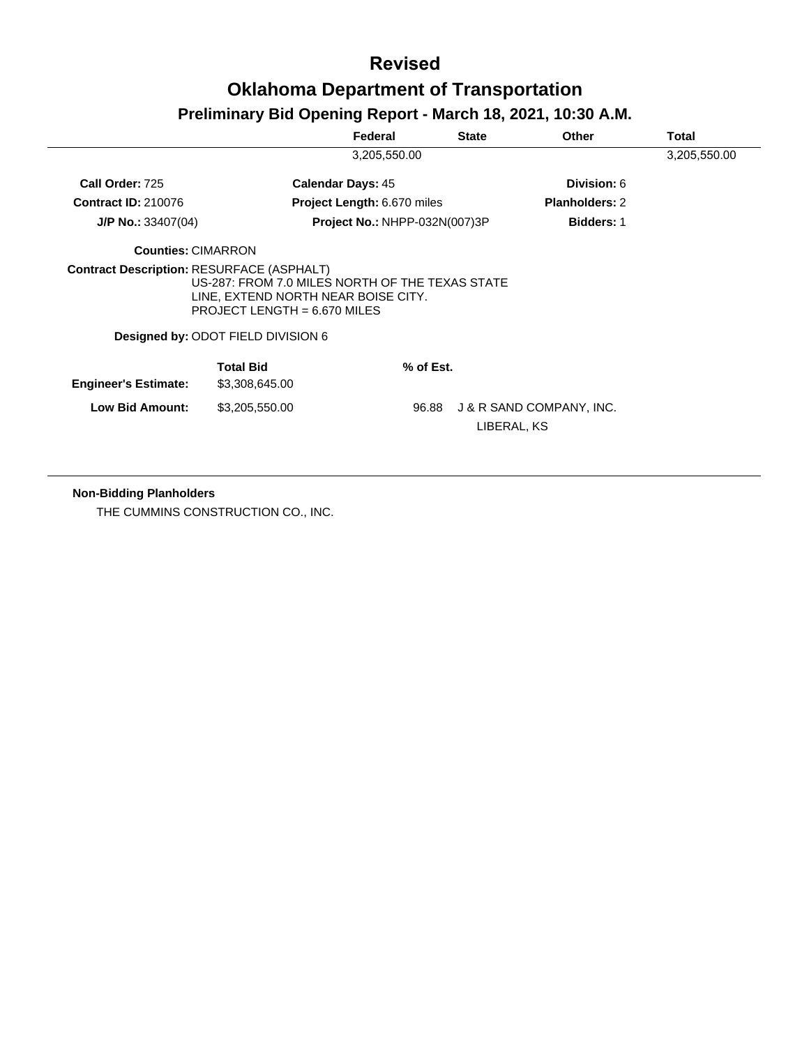# Revised

# Oklahoma Department of Transportation

## Preliminary Bid Opening Report - March 18, 2021, 10:30 A.M.

| | Federal | State | Other | Total |
|---|---|---|---|---|
| | 3,205,550.00 | | | 3,205,550.00 |

**Call Order:** 725 **Calendar Days:** 45 **Division:** 6

**Contract ID:** 210076 **Project Length:** 6.670 miles **Planholders:** 2

**J/P No.:** 33407(04) **Project No.:** NHPP-032N(007)3P **Bidders:** 1

**Counties:** CIMARRON

**Contract Description:** RESURFACE (ASPHALT)
US-287: FROM 7.0 MILES NORTH OF THE TEXAS STATE LINE, EXTEND NORTH NEAR BOISE CITY.
PROJECT LENGTH = 6.670 MILES

**Designed by:** ODOT FIELD DIVISION 6

| | Total Bid | % of Est. | |
|---|---|---|---|
| **Engineer's Estimate:** | $3,308,645.00 | | |
| **Low Bid Amount:** | $3,205,550.00 | 96.88 | J & R SAND COMPANY, INC.<br>LIBERAL, KS |

**Non-Bidding Planholders**

THE CUMMINS CONSTRUCTION CO., INC.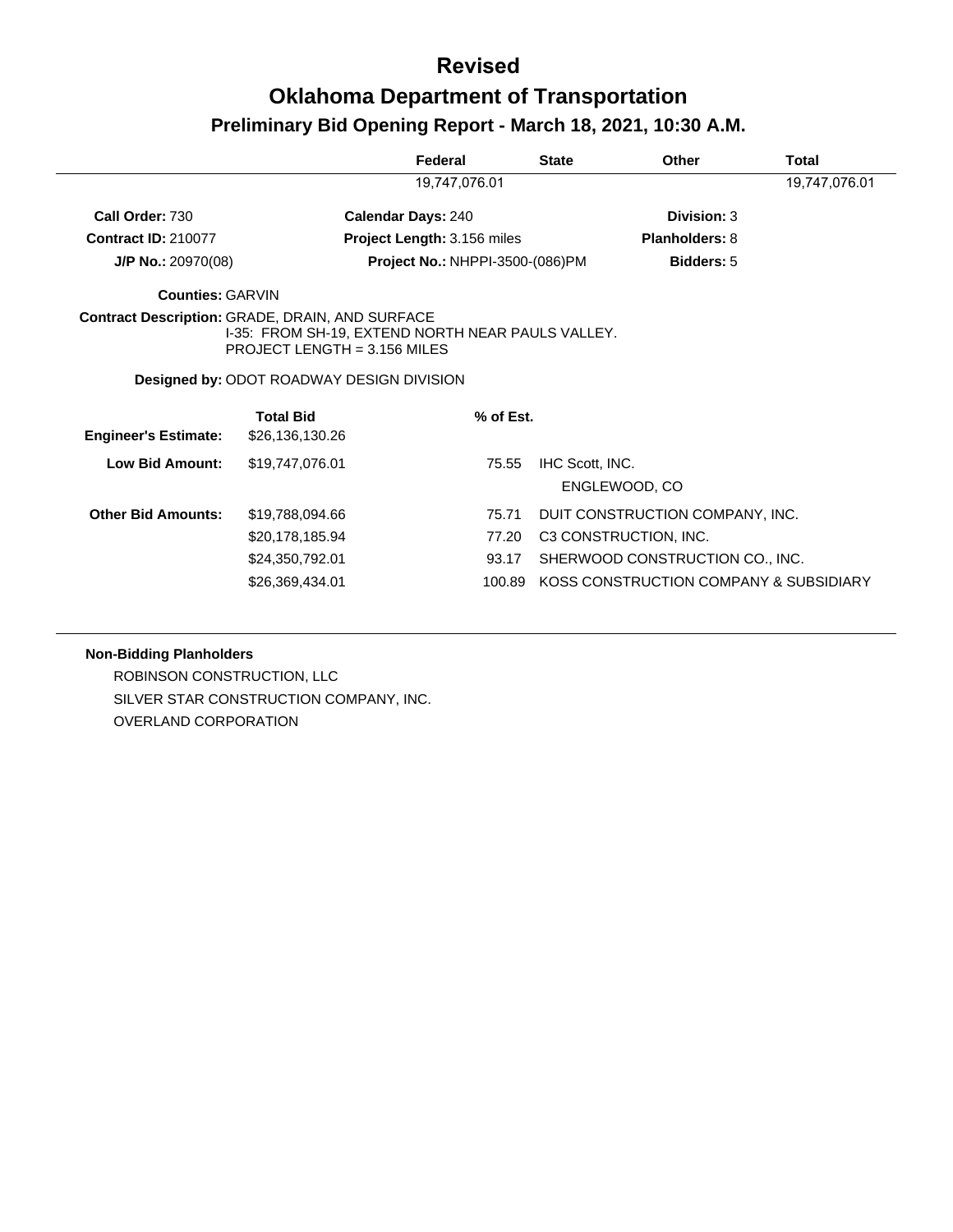# Revised

# Oklahoma Department of Transportation

## Preliminary Bid Opening Report - March 18, 2021, 10:30 A.M.

| | Federal | State | Other | Total |
|---|---|---|---|---|
| | 19,747,076.01 | | | 19,747,076.01 |

**Call Order:** 730
**Calendar Days:** 240
**Division:** 3

**Contract ID:** 210077
**Project Length:** 3.156 miles
**Planholders:** 8

**J/P No.:** 20970(08)
**Project No.:** NHPPI-3500-(086)PM
**Bidders:** 5

**Counties:** GARVIN

**Contract Description:** GRADE, DRAIN, AND SURFACE
I-35: FROM SH-19, EXTEND NORTH NEAR PAULS VALLEY.
PROJECT LENGTH = 3.156 MILES

**Designed by:** ODOT ROADWAY DESIGN DIVISION

| | Total Bid | % of Est. | |
|---|---|---|---|
| **Engineer's Estimate:** | $26,136,130.26 | | |
| **Low Bid Amount:** | $19,747,076.01 | 75.55 | IHC Scott, INC.<br>ENGLEWOOD, CO |
| **Other Bid Amounts:** | $19,788,094.66 | 75.71 | DUIT CONSTRUCTION COMPANY, INC. |
| | $20,178,185.94 | 77.20 | C3 CONSTRUCTION, INC. |
| | $24,350,792.01 | 93.17 | SHERWOOD CONSTRUCTION CO., INC. |
| | $26,369,434.01 | 100.89 | KOSS CONSTRUCTION COMPANY & SUBSIDIARY |

**Non-Bidding Planholders**

ROBINSON CONSTRUCTION, LLC
SILVER STAR CONSTRUCTION COMPANY, INC.
OVERLAND CORPORATION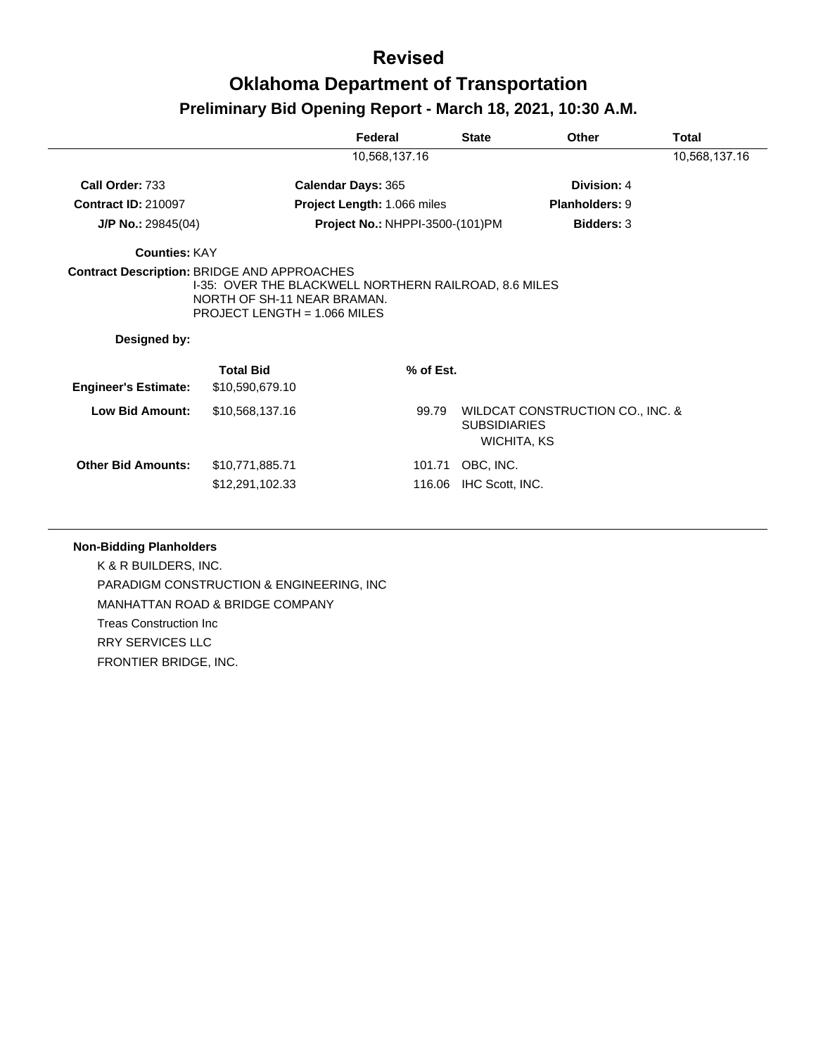# Revised

# Oklahoma Department of Transportation

## Preliminary Bid Opening Report - March 18, 2021, 10:30 A.M.

| Federal | State | Other | Total |
|---|---|---|---|
| 10,568,137.16 | | | 10,568,137.16 |

**Call Order:** 733 **Calendar Days:** 365 **Division:** 4

**Contract ID:** 210097 **Project Length:** 1.066 miles **Planholders:** 9

**J/P No.:** 29845(04) **Project No.:** NHPPI-3500-(101)PM **Bidders:** 3

**Counties:** KAY

**Contract Description:** BRIDGE AND APPROACHES
I-35: OVER THE BLACKWELL NORTHERN RAILROAD, 8.6 MILES NORTH OF SH-11 NEAR BRAMAN.
PROJECT LENGTH = 1.066 MILES

**Designed by:**

| | Total Bid | % of Est. | |
|---|---|---|---|
| **Engineer's Estimate:** | $10,590,679.10 | | |
| **Low Bid Amount:** | $10,568,137.16 | 99.79 | WILDCAT CONSTRUCTION CO., INC. & SUBSIDIARIES WICHITA, KS |
| **Other Bid Amounts:** | $10,771,885.71 | 101.71 | OBC, INC. |
| | $12,291,102.33 | 116.06 | IHC Scott, INC. |

**Non-Bidding Planholders**

K & R BUILDERS, INC.
PARADIGM CONSTRUCTION & ENGINEERING, INC
MANHATTAN ROAD & BRIDGE COMPANY
Treas Construction Inc
RRY SERVICES LLC
FRONTIER BRIDGE, INC.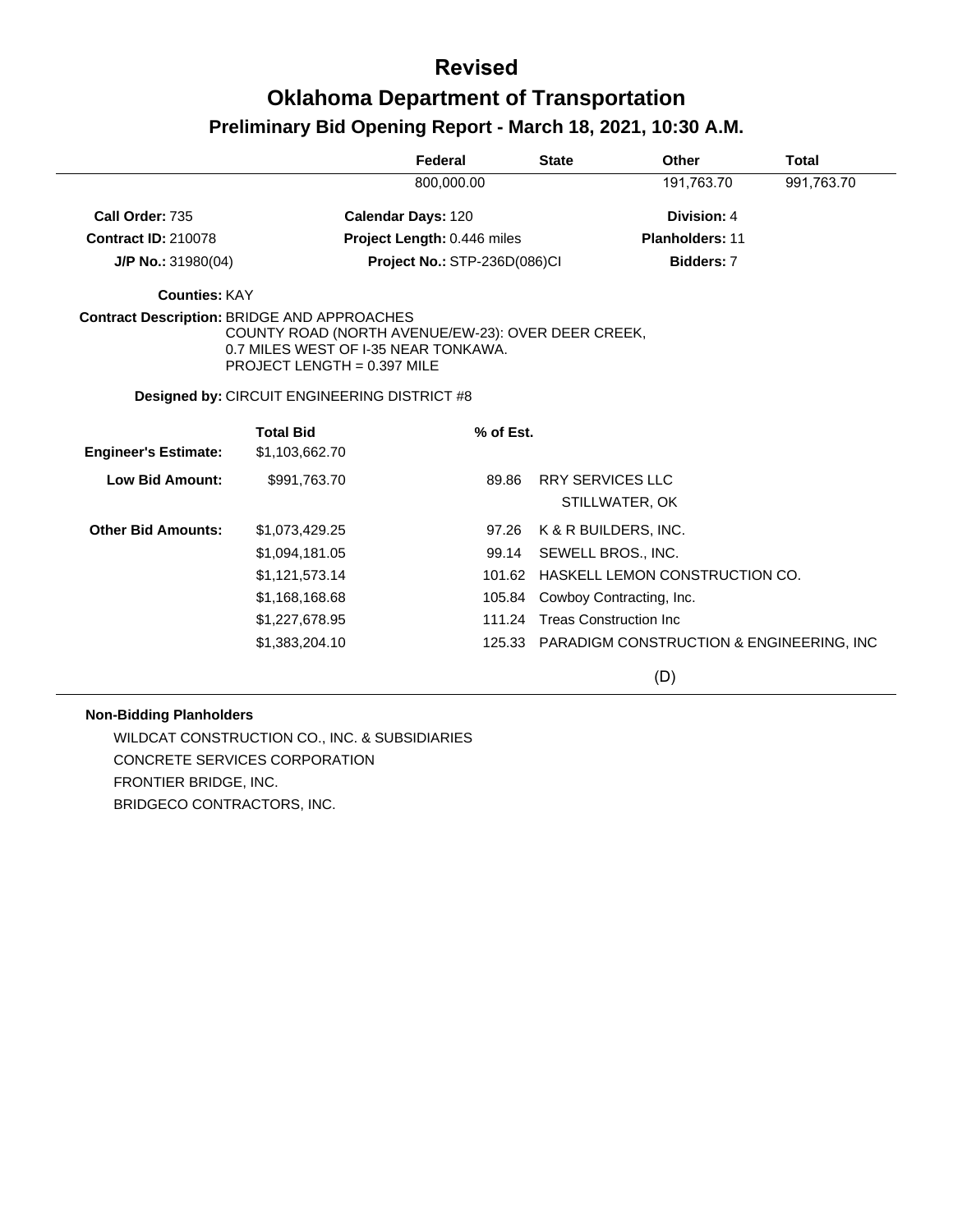# Revised

# Oklahoma Department of Transportation

## Preliminary Bid Opening Report - March 18, 2021, 10:30 A.M.

| | Federal | State | Other | Total |
|---|---|---|---|---|
| | 800,000.00 | | 191,763.70 | 991,763.70 |

**Call Order:** 735 | **Calendar Days:** 120 | **Division:** 4

**Contract ID:** 210078 | **Project Length:** 0.446 miles | **Planholders:** 11

**J/P No.:** 31980(04) | **Project No.:** STP-236D(086)CI | **Bidders:** 7

**Counties:** KAY

**Contract Description:** BRIDGE AND APPROACHES
COUNTY ROAD (NORTH AVENUE/EW-23): OVER DEER CREEK,
0.7 MILES WEST OF I-35 NEAR TONKAWA.
PROJECT LENGTH = 0.397 MILE

**Designed by:** CIRCUIT ENGINEERING DISTRICT #8

| | Total Bid | % of Est. | |
|---|---|---|---|
| **Engineer's Estimate:** | $1,103,662.70 | | |
| **Low Bid Amount:** | $991,763.70 | 89.86 | RRY SERVICES LLC<br>STILLWATER, OK |
| **Other Bid Amounts:** | $1,073,429.25 | 97.26 | K & R BUILDERS, INC. |
| | $1,094,181.05 | 99.14 | SEWELL BROS., INC. |
| | $1,121,573.14 | 101.62 | HASKELL LEMON CONSTRUCTION CO. |
| | $1,168,168.68 | 105.84 | Cowboy Contracting, Inc. |
| | $1,227,678.95 | 111.24 | Treas Construction Inc |
| | $1,383,204.10 | 125.33 | PARADIGM CONSTRUCTION & ENGINEERING, INC |

(D)

**Non-Bidding Planholders**

WILDCAT CONSTRUCTION CO., INC. & SUBSIDIARIES
CONCRETE SERVICES CORPORATION
FRONTIER BRIDGE, INC.
BRIDGECO CONTRACTORS, INC.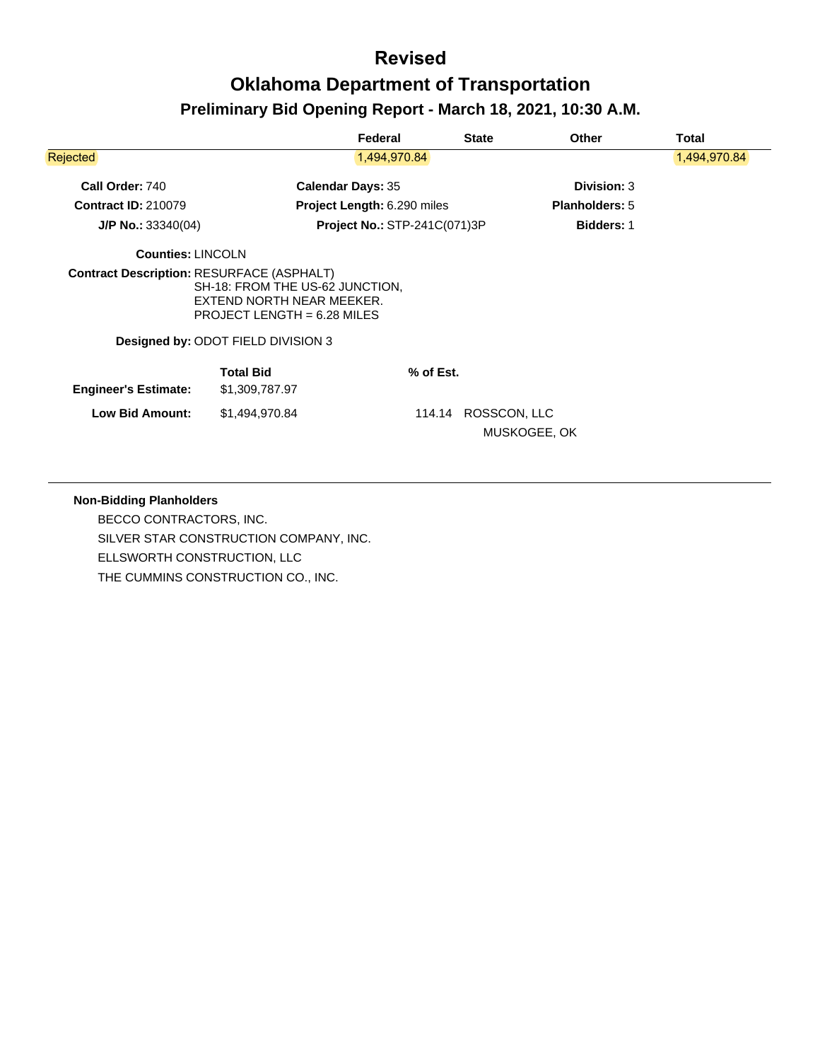# Revised

# Oklahoma Department of Transportation

## Preliminary Bid Opening Report - March 18, 2021, 10:30 A.M.

| | Federal | State | Other | Total |
|---|---|---|---|---|
| Rejected | 1,494,970.84 | | | 1,494,970.84 |

**Call Order:** 740 **Calendar Days:** 35 **Division:** 3

**Contract ID:** 210079 **Project Length:** 6.290 miles **Planholders:** 5

**J/P No.:** 33340(04) **Project No.:** STP-241C(071)3P **Bidders:** 1

**Counties:** LINCOLN

**Contract Description:** RESURFACE (ASPHALT)
SH-18: FROM THE US-62 JUNCTION,
EXTEND NORTH NEAR MEEKER.
PROJECT LENGTH = 6.28 MILES

**Designed by:** ODOT FIELD DIVISION 3

| | Total Bid | % of Est. | |
|---|---|---|---|
| **Engineer's Estimate:** | $1,309,787.97 | | |
| **Low Bid Amount:** | $1,494,970.84 | 114.14 | ROSSCON, LLC<br>MUSKOGEE, OK |

**Non-Bidding Planholders**

BECCO CONTRACTORS, INC.

SILVER STAR CONSTRUCTION COMPANY, INC.

ELLSWORTH CONSTRUCTION, LLC

THE CUMMINS CONSTRUCTION CO., INC.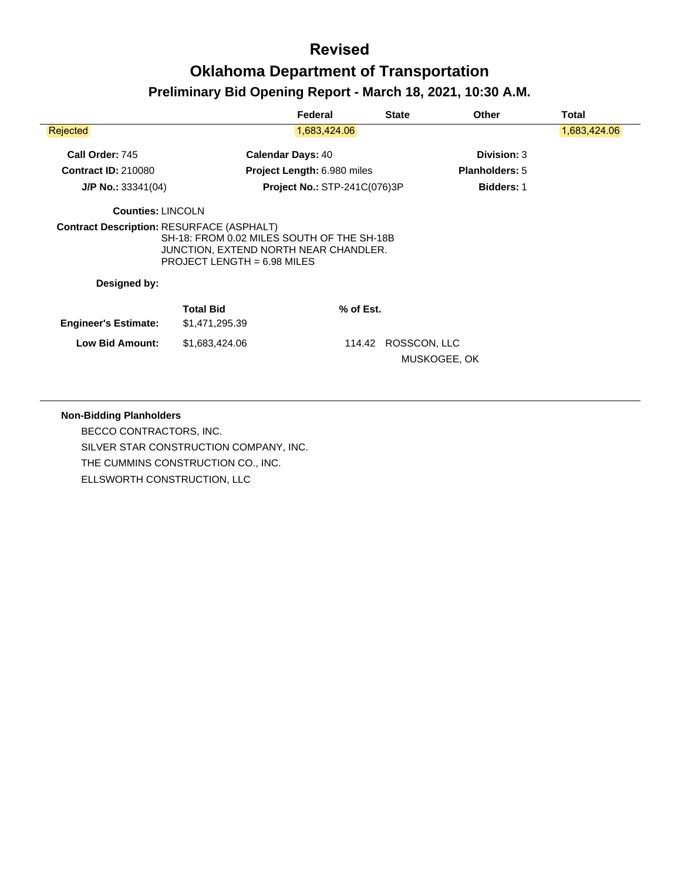# Revised

# Oklahoma Department of Transportation

## Preliminary Bid Opening Report - March 18, 2021, 10:30 A.M.

| | Federal | State | Other | Total |
|---|---|---|---|---|
| Rejected | 1,683,424.06 | | | 1,683,424.06 |

**Call Order:** 745 **Calendar Days:** 40 **Division:** 3

**Contract ID:** 210080 **Project Length:** 6.980 miles **Planholders:** 5

**J/P No.:** 33341(04) **Project No.:** STP-241C(076)3P **Bidders:** 1

**Counties:** LINCOLN

**Contract Description:** RESURFACE (ASPHALT)
SH-18: FROM 0.02 MILES SOUTH OF THE SH-18B JUNCTION, EXTEND NORTH NEAR CHANDLER.
PROJECT LENGTH = 6.98 MILES

**Designed by:**

| | Total Bid | % of Est. | |
|---|---|---|---|
| **Engineer's Estimate:** | $1,471,295.39 | | |
| **Low Bid Amount:** | $1,683,424.06 | 114.42 | ROSSCON, LLC<br>MUSKOGEE, OK |

**Non-Bidding Planholders**

BECCO CONTRACTORS, INC.
SILVER STAR CONSTRUCTION COMPANY, INC.
THE CUMMINS CONSTRUCTION CO., INC.
ELLSWORTH CONSTRUCTION, LLC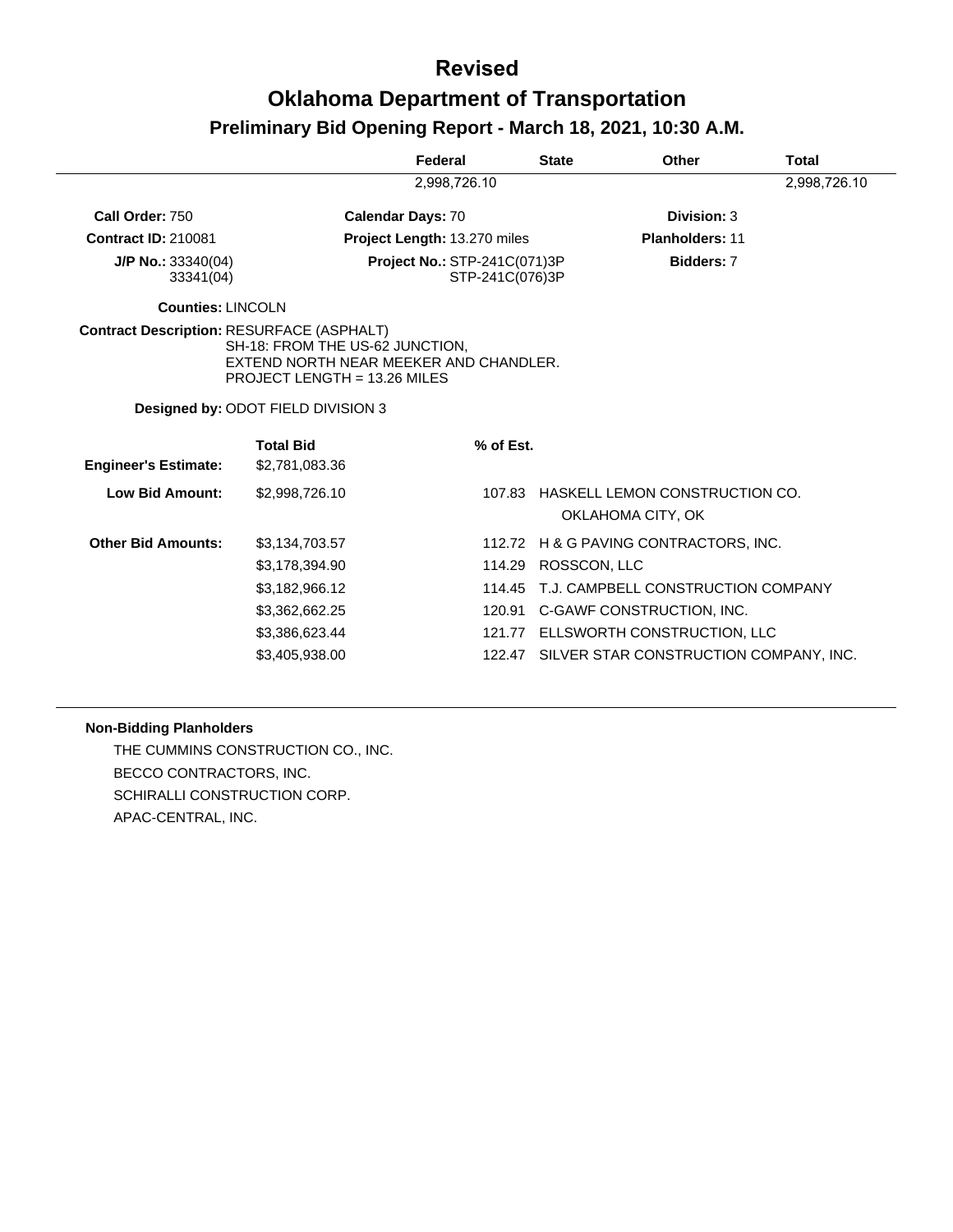# Revised

## Oklahoma Department of Transportation

### Preliminary Bid Opening Report - March 18, 2021, 10:30 A.M.

| | Federal | State | Other | Total |
|---|---|---|---|---|
| | 2,998,726.10 | | | 2,998,726.10 |

**Call Order:** 750 | **Calendar Days:** 70 | **Division:** 3

**Contract ID:** 210081 | **Project Length:** 13.270 miles | **Planholders:** 11

**J/P No.:** 33340(04) 33341(04) | **Project No.:** STP-241C(071)3P STP-241C(076)3P | **Bidders:** 7

**Counties:** LINCOLN

**Contract Description:** RESURFACE (ASPHALT)
SH-18: FROM THE US-62 JUNCTION,
EXTEND NORTH NEAR MEEKER AND CHANDLER.
PROJECT LENGTH = 13.26 MILES

**Designed by:** ODOT FIELD DIVISION 3

| | Total Bid | % of Est. | |
|---|---|---|---|
| **Engineer's Estimate:** | $2,781,083.36 | | |
| **Low Bid Amount:** | $2,998,726.10 | 107.83 | HASKELL LEMON CONSTRUCTION CO. OKLAHOMA CITY, OK |
| **Other Bid Amounts:** | $3,134,703.57 | 112.72 | H & G PAVING CONTRACTORS, INC. |
| | $3,178,394.90 | 114.29 | ROSSCON, LLC |
| | $3,182,966.12 | 114.45 | T.J. CAMPBELL CONSTRUCTION COMPANY |
| | $3,362,662.25 | 120.91 | C-GAWF CONSTRUCTION, INC. |
| | $3,386,623.44 | 121.77 | ELLSWORTH CONSTRUCTION, LLC |
| | $3,405,938.00 | 122.47 | SILVER STAR CONSTRUCTION COMPANY, INC. |

**Non-Bidding Planholders**

THE CUMMINS CONSTRUCTION CO., INC.
BECCO CONTRACTORS, INC.
SCHIRALLI CONSTRUCTION CORP.
APAC-CENTRAL, INC.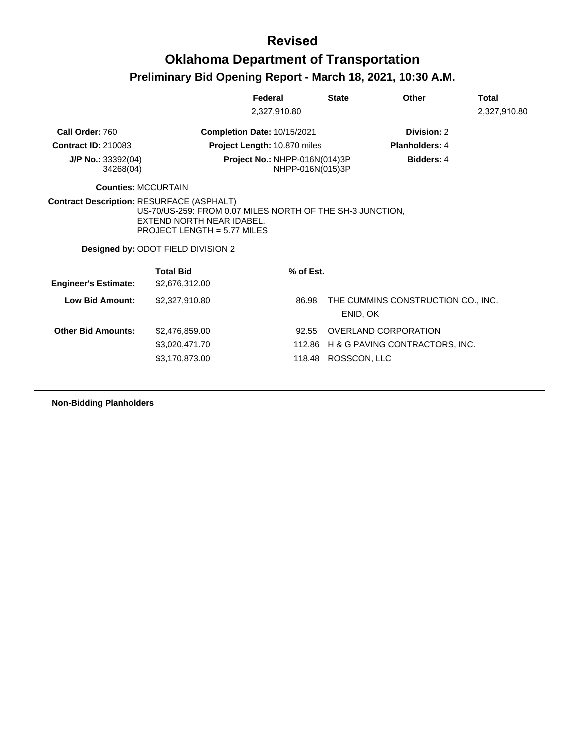# Revised

# Oklahoma Department of Transportation

## Preliminary Bid Opening Report - March 18, 2021, 10:30 A.M.

| | Federal | State | Other | Total |
|---|---|---|---|---|
| | 2,327,910.80 | | | 2,327,910.80 |

**Call Order:** 760
**Completion Date:** 10/15/2021
**Division:** 2

**Contract ID:** 210083
**Project Length:** 10.870 miles
**Planholders:** 4

**J/P No.:** 33392(04)
34268(04)
**Project No.:** NHPP-016N(014)3P
NHPP-016N(015)3P
**Bidders:** 4

**Counties:** MCCURTAIN

**Contract Description:** RESURFACE (ASPHALT)
US-70/US-259: FROM 0.07 MILES NORTH OF THE SH-3 JUNCTION,
EXTEND NORTH NEAR IDABEL.
PROJECT LENGTH = 5.77 MILES

**Designed by:** ODOT FIELD DIVISION 2

| | Total Bid | % of Est. | |
|---|---|---|---|
| **Engineer's Estimate:** | $2,676,312.00 | | |
| **Low Bid Amount:** | $2,327,910.80 | 86.98 | THE CUMMINS CONSTRUCTION CO., INC.<br>ENID, OK |
| **Other Bid Amounts:** | $2,476,859.00 | 92.55 | OVERLAND CORPORATION |
| | $3,020,471.70 | 112.86 | H & G PAVING CONTRACTORS, INC. |
| | $3,170,873.00 | 118.48 | ROSSCON, LLC |

**Non-Bidding Planholders**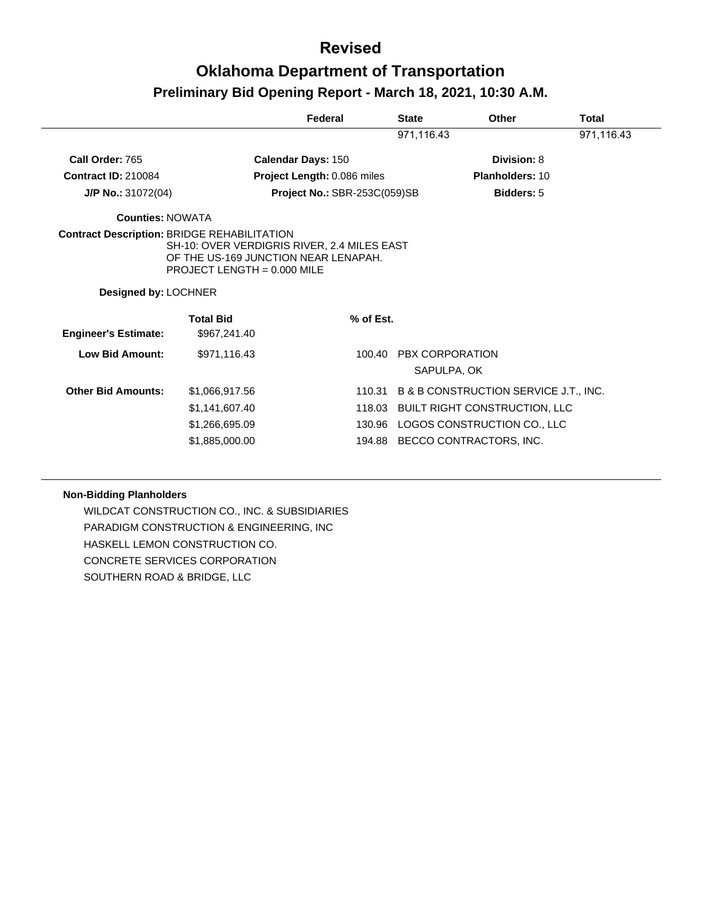# Revised

# Oklahoma Department of Transportation

## Preliminary Bid Opening Report - March 18, 2021, 10:30 A.M.

| | Federal | State | Other | Total |
|---|---|---|---|---|
| | | 971,116.43 | | 971,116.43 |

**Call Order:** 765 **Calendar Days:** 150 **Division:** 8

**Contract ID:** 210084 **Project Length:** 0.086 miles **Planholders:** 10

**J/P No.:** 31072(04) **Project No.:** SBR-253C(059)SB **Bidders:** 5

**Counties:** NOWATA

**Contract Description:** BRIDGE REHABILITATION
SH-10: OVER VERDIGRIS RIVER, 2.4 MILES EAST OF THE US-169 JUNCTION NEAR LENAPAH.
PROJECT LENGTH = 0.000 MILE

**Designed by:** LOCHNER

| | Total Bid | % of Est. | |
|---|---|---|---|
| **Engineer's Estimate:** | $967,241.40 | | |
| **Low Bid Amount:** | $971,116.43 | 100.40 | PBX CORPORATION<br>SAPULPA, OK |
| **Other Bid Amounts:** | $1,066,917.56 | 110.31 | B & B CONSTRUCTION SERVICE J.T., INC. |
| | $1,141,607.40 | 118.03 | BUILT RIGHT CONSTRUCTION, LLC |
| | $1,266,695.09 | 130.96 | LOGOS CONSTRUCTION CO., LLC |
| | $1,885,000.00 | 194.88 | BECCO CONTRACTORS, INC. |

**Non-Bidding Planholders**

WILDCAT CONSTRUCTION CO., INC. & SUBSIDIARIES
PARADIGM CONSTRUCTION & ENGINEERING, INC
HASKELL LEMON CONSTRUCTION CO.
CONCRETE SERVICES CORPORATION
SOUTHERN ROAD & BRIDGE, LLC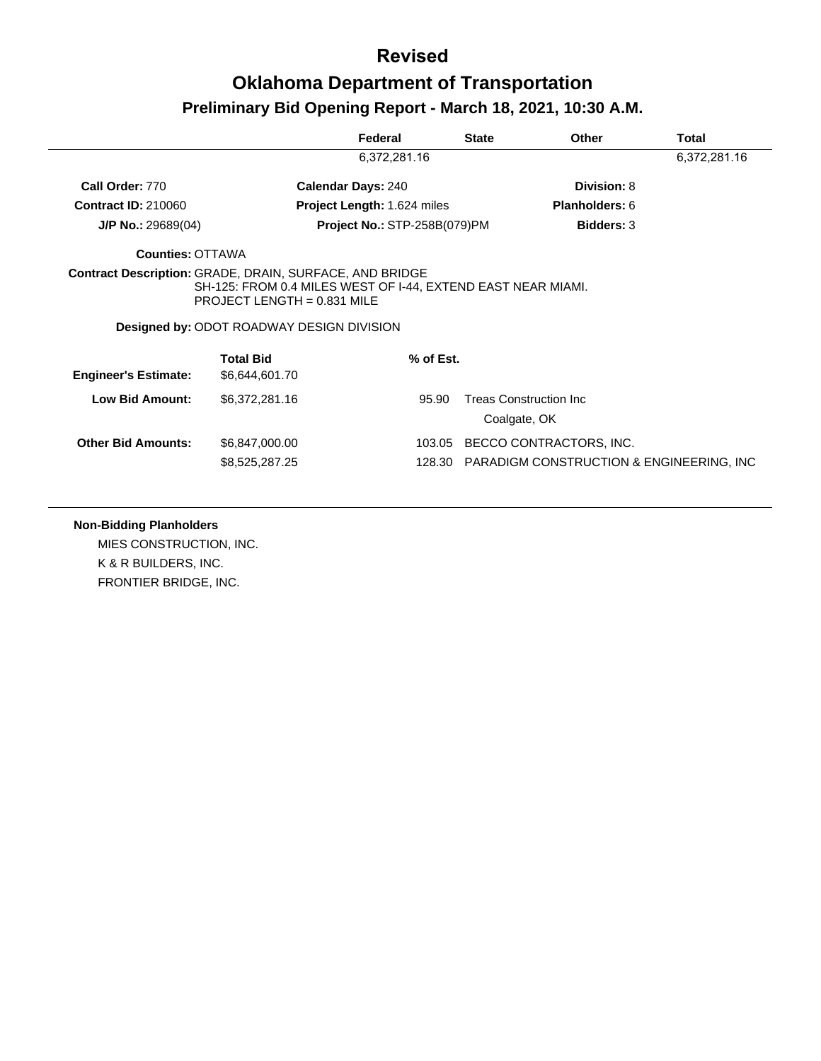# Revised

# Oklahoma Department of Transportation

## Preliminary Bid Opening Report - March 18, 2021, 10:30 A.M.

| Federal | State | Other | Total |
|---|---|---|---|
| 6,372,281.16 | | | 6,372,281.16 |

**Call Order:** 770  
**Calendar Days:** 240  
**Division:** 8

**Contract ID:** 210060  
**Project Length:** 1.624 miles  
**Planholders:** 6

**J/P No.:** 29689(04)  
**Project No.:** STP-258B(079)PM  
**Bidders:** 3

**Counties:** OTTAWA

**Contract Description:** GRADE, DRAIN, SURFACE, AND BRIDGE  
SH-125: FROM 0.4 MILES WEST OF I-44, EXTEND EAST NEAR MIAMI.  
PROJECT LENGTH = 0.831 MILE

**Designed by:** ODOT ROADWAY DESIGN DIVISION

| | Total Bid | % of Est. | |
|---|---|---|---|
| **Engineer's Estimate:** | $6,644,601.70 | | |
| **Low Bid Amount:** | $6,372,281.16 | 95.90 | Treas Construction Inc<br>Coalgate, OK |
| **Other Bid Amounts:** | $6,847,000.00 | 103.05 | BECCO CONTRACTORS, INC. |
| | $8,525,287.25 | 128.30 | PARADIGM CONSTRUCTION & ENGINEERING, INC |

**Non-Bidding Planholders**

MIES CONSTRUCTION, INC.  
K & R BUILDERS, INC.  
FRONTIER BRIDGE, INC.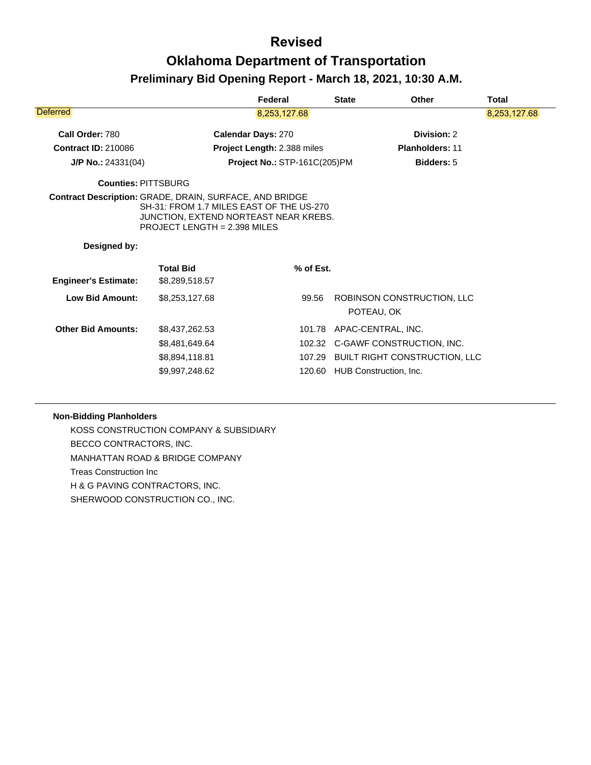# Revised

# Oklahoma Department of Transportation

## Preliminary Bid Opening Report - March 18, 2021, 10:30 A.M.

| | Federal | State | Other | Total |
|---|---|---|---|---|
| Deferred | 8,253,127.68 | | | 8,253,127.68 |

| | | |
|---|---|---|
| **Call Order:** 780 | **Calendar Days:** 270 | **Division:** 2 |
| **Contract ID:** 210086 | **Project Length:** 2.388 miles | **Planholders:** 11 |
| **J/P No.:** 24331(04) | **Project No.:** STP-161C(205)PM | **Bidders:** 5 |

**Counties:** PITTSBURG

**Contract Description:** GRADE, DRAIN, SURFACE, AND BRIDGE
SH-31: FROM 1.7 MILES EAST OF THE US-270 JUNCTION, EXTEND NORTEAST NEAR KREBS.
PROJECT LENGTH = 2.398 MILES

**Designed by:**

| | Total Bid | % of Est. | |
|---|---|---|---|
| **Engineer's Estimate:** | $8,289,518.57 | | |
| **Low Bid Amount:** | $8,253,127.68 | 99.56 | ROBINSON CONSTRUCTION, LLC POTEAU, OK |
| **Other Bid Amounts:** | $8,437,262.53 | 101.78 | APAC-CENTRAL, INC. |
| | $8,481,649.64 | 102.32 | C-GAWF CONSTRUCTION, INC. |
| | $8,894,118.81 | 107.29 | BUILT RIGHT CONSTRUCTION, LLC |
| | $9,997,248.62 | 120.60 | HUB Construction, Inc. |

**Non-Bidding Planholders**

- KOSS CONSTRUCTION COMPANY & SUBSIDIARY
- BECCO CONTRACTORS, INC.
- MANHATTAN ROAD & BRIDGE COMPANY
- Treas Construction Inc
- H & G PAVING CONTRACTORS, INC.
- SHERWOOD CONSTRUCTION CO., INC.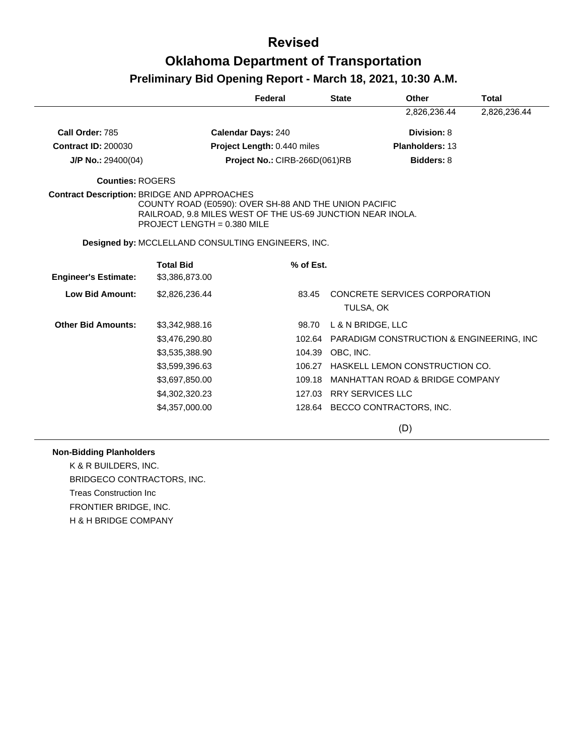# Revised

# Oklahoma Department of Transportation

## Preliminary Bid Opening Report - March 18, 2021, 10:30 A.M.

| | Federal | State | Other | Total |
|---|---|---|---|---|
| | | | 2,826,236.44 | 2,826,236.44 |

**Call Order:** 785 | **Calendar Days:** 240 | **Division:** 8

**Contract ID:** 200030 | **Project Length:** 0.440 miles | **Planholders:** 13

**J/P No.:** 29400(04) | **Project No.:** CIRB-266D(061)RB | **Bidders:** 8

**Counties:** ROGERS

**Contract Description:** BRIDGE AND APPROACHES
COUNTY ROAD (E0590): OVER SH-88 AND THE UNION PACIFIC RAILROAD, 9.8 MILES WEST OF THE US-69 JUNCTION NEAR INOLA.
PROJECT LENGTH = 0.380 MILE

**Designed by:** MCCLELLAND CONSULTING ENGINEERS, INC.

| | Total Bid | % of Est. | |
|---|---|---|---|
| **Engineer's Estimate:** | $3,386,873.00 | | |
| **Low Bid Amount:** | $2,826,236.44 | 83.45 | CONCRETE SERVICES CORPORATION TULSA, OK |
| **Other Bid Amounts:** | $3,342,988.16 | 98.70 | L & N BRIDGE, LLC |
| | $3,476,290.80 | 102.64 | PARADIGM CONSTRUCTION & ENGINEERING, INC |
| | $3,535,388.90 | 104.39 | OBC, INC. |
| | $3,599,396.63 | 106.27 | HASKELL LEMON CONSTRUCTION CO. |
| | $3,697,850.00 | 109.18 | MANHATTAN ROAD & BRIDGE COMPANY |
| | $4,302,320.23 | 127.03 | RRY SERVICES LLC |
| | $4,357,000.00 | 128.64 | BECCO CONTRACTORS, INC. |

(D)

**Non-Bidding Planholders**

K & R BUILDERS, INC.
BRIDGECO CONTRACTORS, INC.
Treas Construction Inc
FRONTIER BRIDGE, INC.
H & H BRIDGE COMPANY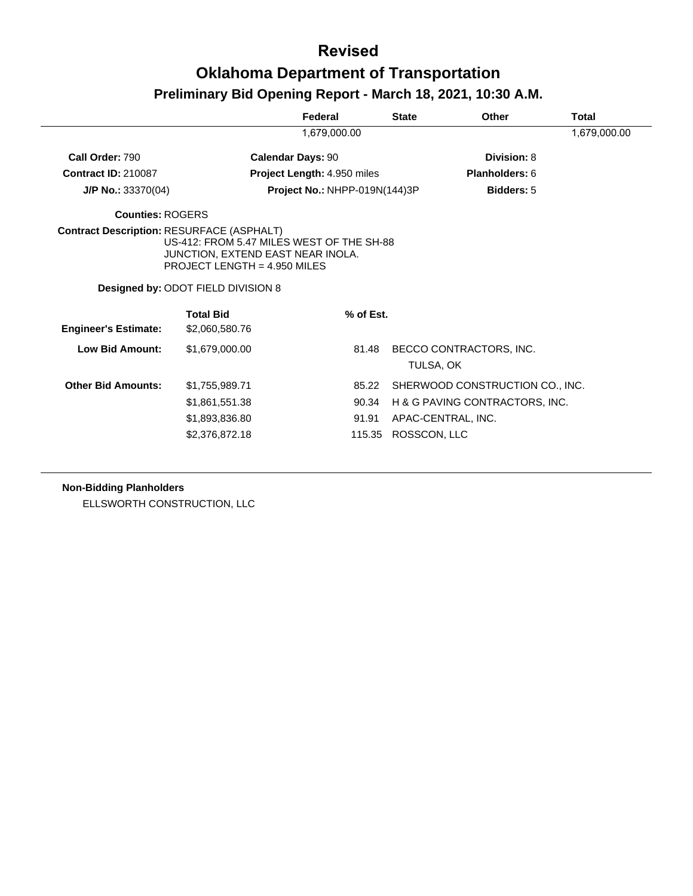# Revised

# Oklahoma Department of Transportation

## Preliminary Bid Opening Report - March 18, 2021, 10:30 A.M.

| Federal | State | Other | Total |
|---|---|---|---|
| 1,679,000.00 | | | 1,679,000.00 |

**Call Order:** 790 **Calendar Days:** 90 **Division:** 8

**Contract ID:** 210087 **Project Length:** 4.950 miles **Planholders:** 6

**J/P No.:** 33370(04) **Project No.:** NHPP-019N(144)3P **Bidders:** 5

**Counties:** ROGERS

**Contract Description:** RESURFACE (ASPHALT)
US-412: FROM 5.47 MILES WEST OF THE SH-88 JUNCTION, EXTEND EAST NEAR INOLA.
PROJECT LENGTH = 4.950 MILES

**Designed by:** ODOT FIELD DIVISION 8

| | Total Bid | % of Est. | |
|---|---|---|---|
| **Engineer's Estimate:** | $2,060,580.76 | | |
| **Low Bid Amount:** | $1,679,000.00 | 81.48 | BECCO CONTRACTORS, INC. TULSA, OK |
| **Other Bid Amounts:** | $1,755,989.71 | 85.22 | SHERWOOD CONSTRUCTION CO., INC. |
| | $1,861,551.38 | 90.34 | H & G PAVING CONTRACTORS, INC. |
| | $1,893,836.80 | 91.91 | APAC-CENTRAL, INC. |
| | $2,376,872.18 | 115.35 | ROSSCON, LLC |

**Non-Bidding Planholders**

ELLSWORTH CONSTRUCTION, LLC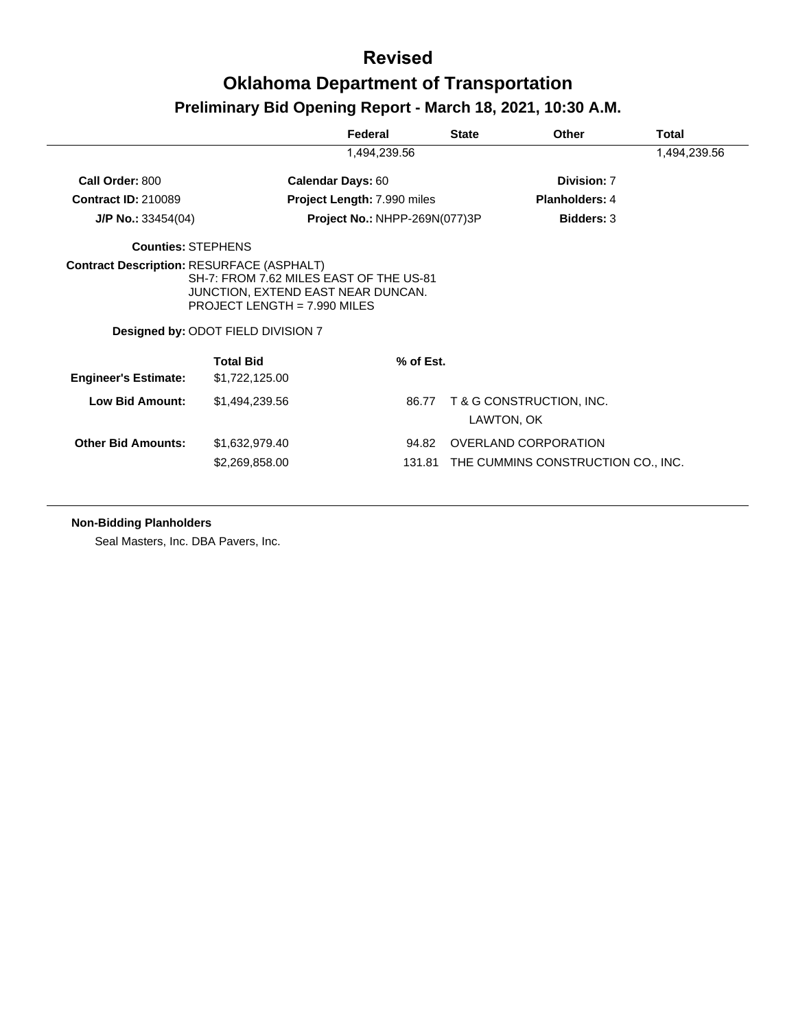# Revised

# Oklahoma Department of Transportation

## Preliminary Bid Opening Report - March 18, 2021, 10:30 A.M.

| | Federal | State | Other | Total |
|---|---|---|---|---|
| | 1,494,239.56 | | | 1,494,239.56 |

**Call Order:** 800 **Calendar Days:** 60 **Division:** 7

**Contract ID:** 210089 **Project Length:** 7.990 miles **Planholders:** 4

**J/P No.:** 33454(04) **Project No.:** NHPP-269N(077)3P **Bidders:** 3

**Counties:** STEPHENS

**Contract Description:** RESURFACE (ASPHALT)
SH-7: FROM 7.62 MILES EAST OF THE US-81 JUNCTION, EXTEND EAST NEAR DUNCAN.
PROJECT LENGTH = 7.990 MILES

**Designed by:** ODOT FIELD DIVISION 7

| | Total Bid | % of Est. | |
|---|---|---|---|
| **Engineer's Estimate:** | $1,722,125.00 | | |
| **Low Bid Amount:** | $1,494,239.56 | 86.77 | T & G CONSTRUCTION, INC.<br>LAWTON, OK |
| **Other Bid Amounts:** | $1,632,979.40 | 94.82 | OVERLAND CORPORATION |
| | $2,269,858.00 | 131.81 | THE CUMMINS CONSTRUCTION CO., INC. |

**Non-Bidding Planholders**

Seal Masters, Inc. DBA Pavers, Inc.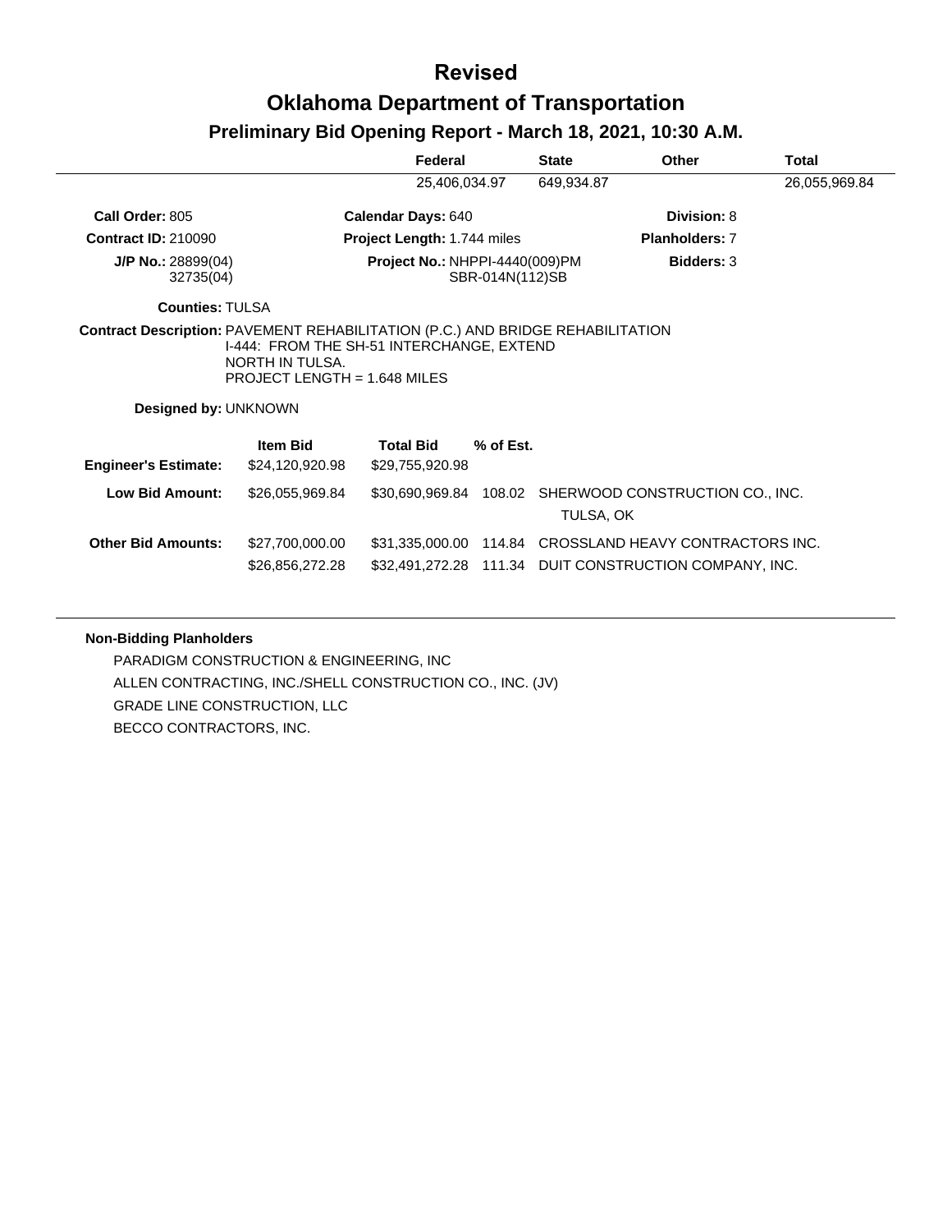# Revised

# Oklahoma Department of Transportation

## Preliminary Bid Opening Report - March 18, 2021, 10:30 A.M.

| Federal | State | Other | Total |
|---|---|---|---|
| 25,406,034.97 | 649,934.87 | | 26,055,969.84 |

**Call Order:** 805 | **Calendar Days:** 640 | **Division:** 8

**Contract ID:** 210090 | **Project Length:** 1.744 miles | **Planholders:** 7

**J/P No.:** 28899(04) 32735(04) | **Project No.:** NHPPI-4440(009)PM SBR-014N(112)SB | **Bidders:** 3

**Counties:** TULSA

**Contract Description:** PAVEMENT REHABILITATION (P.C.) AND BRIDGE REHABILITATION
I-444: FROM THE SH-51 INTERCHANGE, EXTEND NORTH IN TULSA.
PROJECT LENGTH = 1.648 MILES

**Designed by:** UNKNOWN

| | Item Bid | Total Bid | % of Est. | |
|---|---|---|---|---|
| **Engineer's Estimate:** | $24,120,920.98 | $29,755,920.98 | | |
| **Low Bid Amount:** | $26,055,969.84 | $30,690,969.84 | 108.02 | SHERWOOD CONSTRUCTION CO., INC. TULSA, OK |
| **Other Bid Amounts:** | $27,700,000.00 | $31,335,000.00 | 114.84 | CROSSLAND HEAVY CONTRACTORS INC. |
| | $26,856,272.28 | $32,491,272.28 | 111.34 | DUIT CONSTRUCTION COMPANY, INC. |

**Non-Bidding Planholders**

PARADIGM CONSTRUCTION & ENGINEERING, INC
ALLEN CONTRACTING, INC./SHELL CONSTRUCTION CO., INC. (JV)
GRADE LINE CONSTRUCTION, LLC
BECCO CONTRACTORS, INC.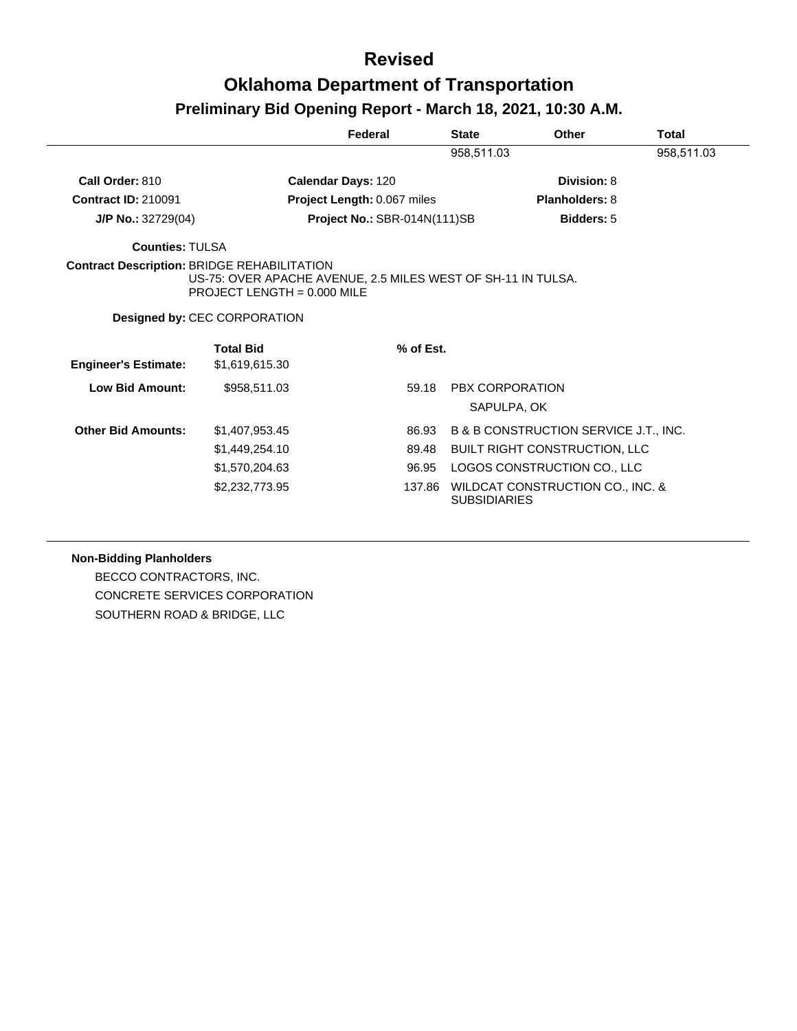# Revised

# Oklahoma Department of Transportation

## Preliminary Bid Opening Report - March 18, 2021, 10:30 A.M.

| Federal | State | Other | Total |
|---|---|---|---|
| | 958,511.03 | | 958,511.03 |

**Call Order:** 810 **Calendar Days:** 120 **Division:** 8

**Contract ID:** 210091 **Project Length:** 0.067 miles **Planholders:** 8

**J/P No.:** 32729(04) **Project No.:** SBR-014N(111)SB **Bidders:** 5

**Counties:** TULSA

**Contract Description:** BRIDGE REHABILITATION
US-75: OVER APACHE AVENUE, 2.5 MILES WEST OF SH-11 IN TULSA.
PROJECT LENGTH = 0.000 MILE

**Designed by:** CEC CORPORATION

| | Total Bid | % of Est. | |
|---|---|---|---|
| **Engineer's Estimate:** | $1,619,615.30 | | |
| **Low Bid Amount:** | $958,511.03 | 59.18 | PBX CORPORATION SAPULPA, OK |
| **Other Bid Amounts:** | $1,407,953.45 | 86.93 | B & B CONSTRUCTION SERVICE J.T., INC. |
| | $1,449,254.10 | 89.48 | BUILT RIGHT CONSTRUCTION, LLC |
| | $1,570,204.63 | 96.95 | LOGOS CONSTRUCTION CO., LLC |
| | $2,232,773.95 | 137.86 | WILDCAT CONSTRUCTION CO., INC. & SUBSIDIARIES |

**Non-Bidding Planholders**

BECCO CONTRACTORS, INC.
CONCRETE SERVICES CORPORATION
SOUTHERN ROAD & BRIDGE, LLC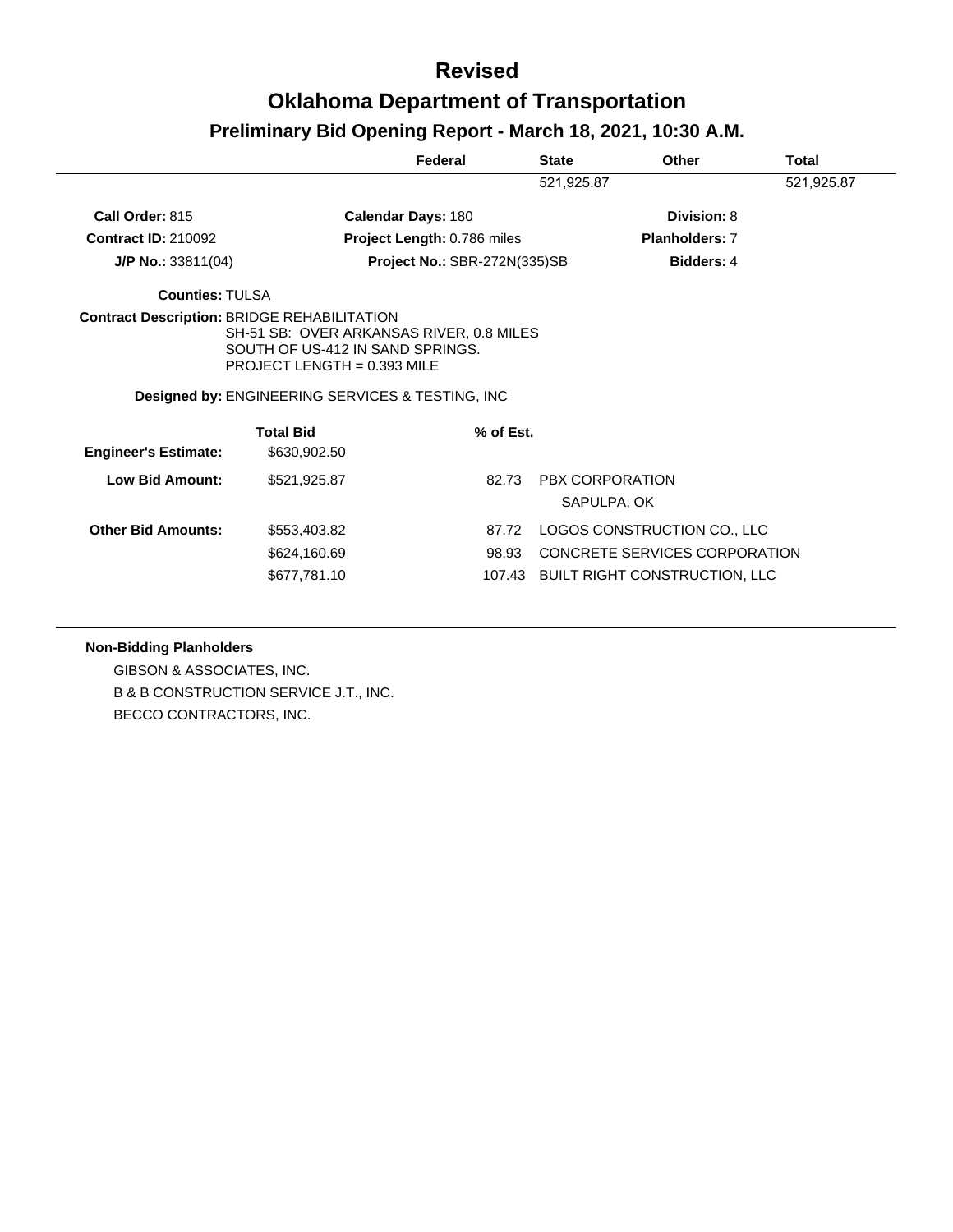# Revised

# Oklahoma Department of Transportation

## Preliminary Bid Opening Report - March 18, 2021, 10:30 A.M.

| Federal | State | Other | Total |
|---|---|---|---|
| | 521,925.87 | | 521,925.87 |

**Call Order:** 815 **Calendar Days:** 180 **Division:** 8

**Contract ID:** 210092 **Project Length:** 0.786 miles **Planholders:** 7

**J/P No.:** 33811(04) **Project No.:** SBR-272N(335)SB **Bidders:** 4

**Counties:** TULSA

**Contract Description:** BRIDGE REHABILITATION
SH-51 SB: OVER ARKANSAS RIVER, 0.8 MILES SOUTH OF US-412 IN SAND SPRINGS.
PROJECT LENGTH = 0.393 MILE

**Designed by:** ENGINEERING SERVICES & TESTING, INC

| | Total Bid | % of Est. | |
|---|---|---|---|
| **Engineer's Estimate:** | $630,902.50 | | |
| **Low Bid Amount:** | $521,925.87 | 82.73 | PBX CORPORATION<br>SAPULPA, OK |
| **Other Bid Amounts:** | $553,403.82 | 87.72 | LOGOS CONSTRUCTION CO., LLC |
| | $624,160.69 | 98.93 | CONCRETE SERVICES CORPORATION |
| | $677,781.10 | 107.43 | BUILT RIGHT CONSTRUCTION, LLC |

**Non-Bidding Planholders**

GIBSON & ASSOCIATES, INC.
B & B CONSTRUCTION SERVICE J.T., INC.
BECCO CONTRACTORS, INC.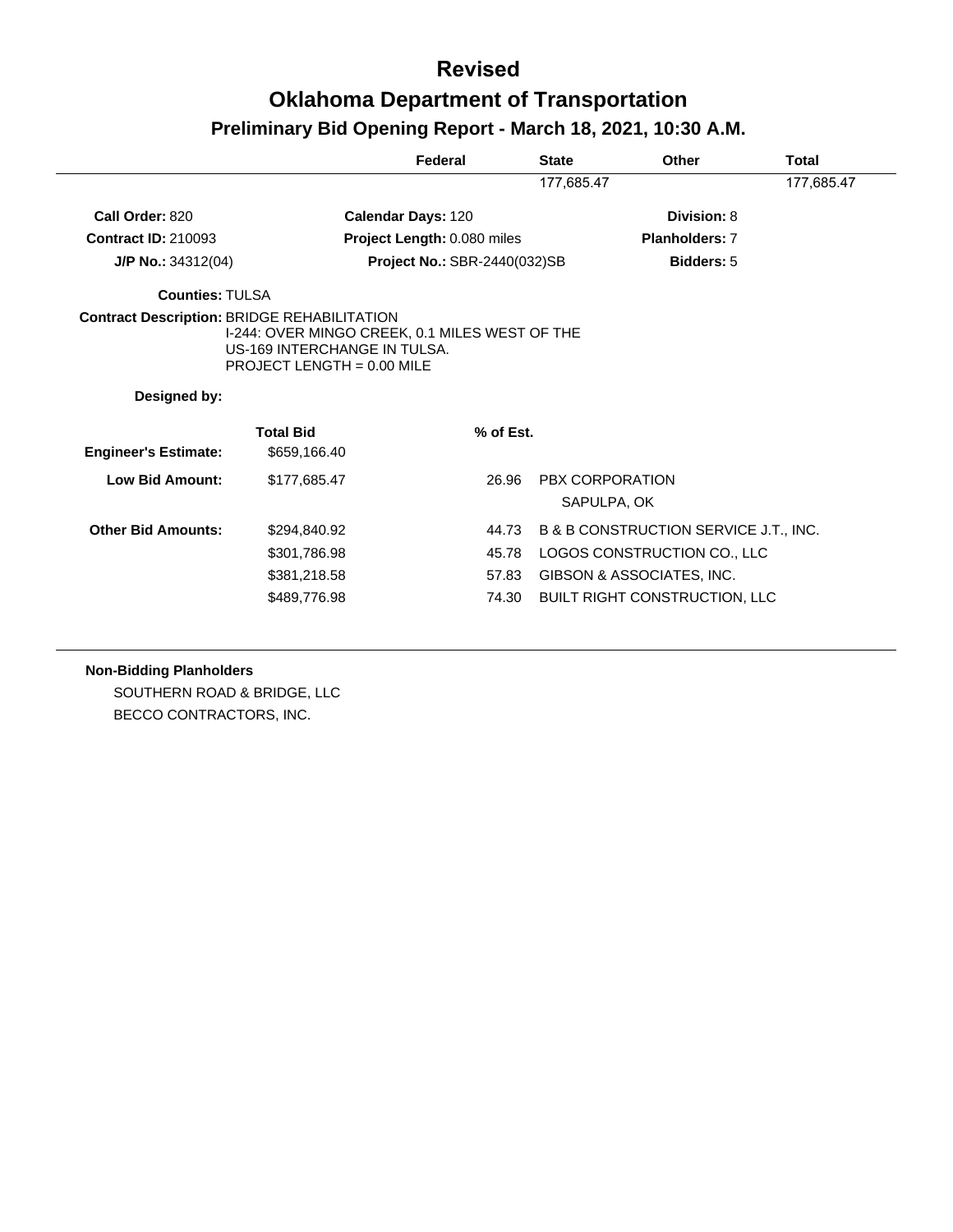# Revised

# Oklahoma Department of Transportation

## Preliminary Bid Opening Report - March 18, 2021, 10:30 A.M.

| | Federal | State | Other | Total |
|---|---|---|---|---|
| | | 177,685.47 | | 177,685.47 |

**Call Order:** 820  **Calendar Days:** 120  **Division:** 8

**Contract ID:** 210093  **Project Length:** 0.080 miles  **Planholders:** 7

**J/P No.:** 34312(04)  **Project No.:** SBR-2440(032)SB  **Bidders:** 5

**Counties:** TULSA

**Contract Description:** BRIDGE REHABILITATION
I-244: OVER MINGO CREEK, 0.1 MILES WEST OF THE US-169 INTERCHANGE IN TULSA.
PROJECT LENGTH = 0.00 MILE

**Designed by:**

| | Total Bid | % of Est. | |
|---|---|---|---|
| **Engineer's Estimate:** | $659,166.40 | | |
| **Low Bid Amount:** | $177,685.47 | 26.96 | PBX CORPORATION<br>SAPULPA, OK |
| **Other Bid Amounts:** | $294,840.92 | 44.73 | B & B CONSTRUCTION SERVICE J.T., INC. |
| | $301,786.98 | 45.78 | LOGOS CONSTRUCTION CO., LLC |
| | $381,218.58 | 57.83 | GIBSON & ASSOCIATES, INC. |
| | $489,776.98 | 74.30 | BUILT RIGHT CONSTRUCTION, LLC |

**Non-Bidding Planholders**

SOUTHERN ROAD & BRIDGE, LLC
BECCO CONTRACTORS, INC.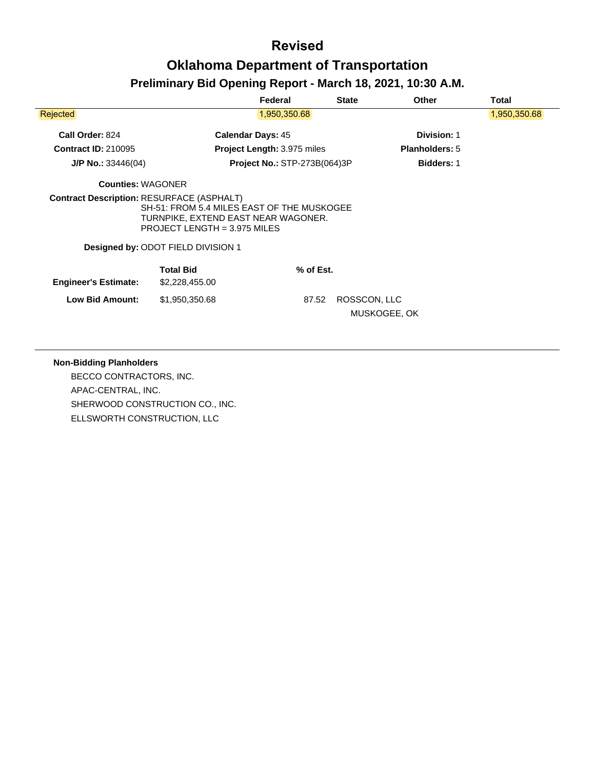# Revised

# Oklahoma Department of Transportation

## Preliminary Bid Opening Report - March 18, 2021, 10:30 A.M.

| | Federal | State | Other | Total |
|---|---|---|---|---|
| Rejected | 1,950,350.68 | | | 1,950,350.68 |

**Call Order:** 824 **Calendar Days:** 45 **Division:** 1

**Contract ID:** 210095 **Project Length:** 3.975 miles **Planholders:** 5

**J/P No.:** 33446(04) **Project No.:** STP-273B(064)3P **Bidders:** 1

**Counties:** WAGONER

**Contract Description:** RESURFACE (ASPHALT)
SH-51: FROM 5.4 MILES EAST OF THE MUSKOGEE TURNPIKE, EXTEND EAST NEAR WAGONER.
PROJECT LENGTH = 3.975 MILES

**Designed by:** ODOT FIELD DIVISION 1

| | Total Bid | % of Est. | |
|---|---|---|---|
| **Engineer's Estimate:** | $2,228,455.00 | | |
| **Low Bid Amount:** | $1,950,350.68 | 87.52 | ROSSCON, LLC<br>MUSKOGEE, OK |

**Non-Bidding Planholders**

BECCO CONTRACTORS, INC.
APAC-CENTRAL, INC.
SHERWOOD CONSTRUCTION CO., INC.
ELLSWORTH CONSTRUCTION, LLC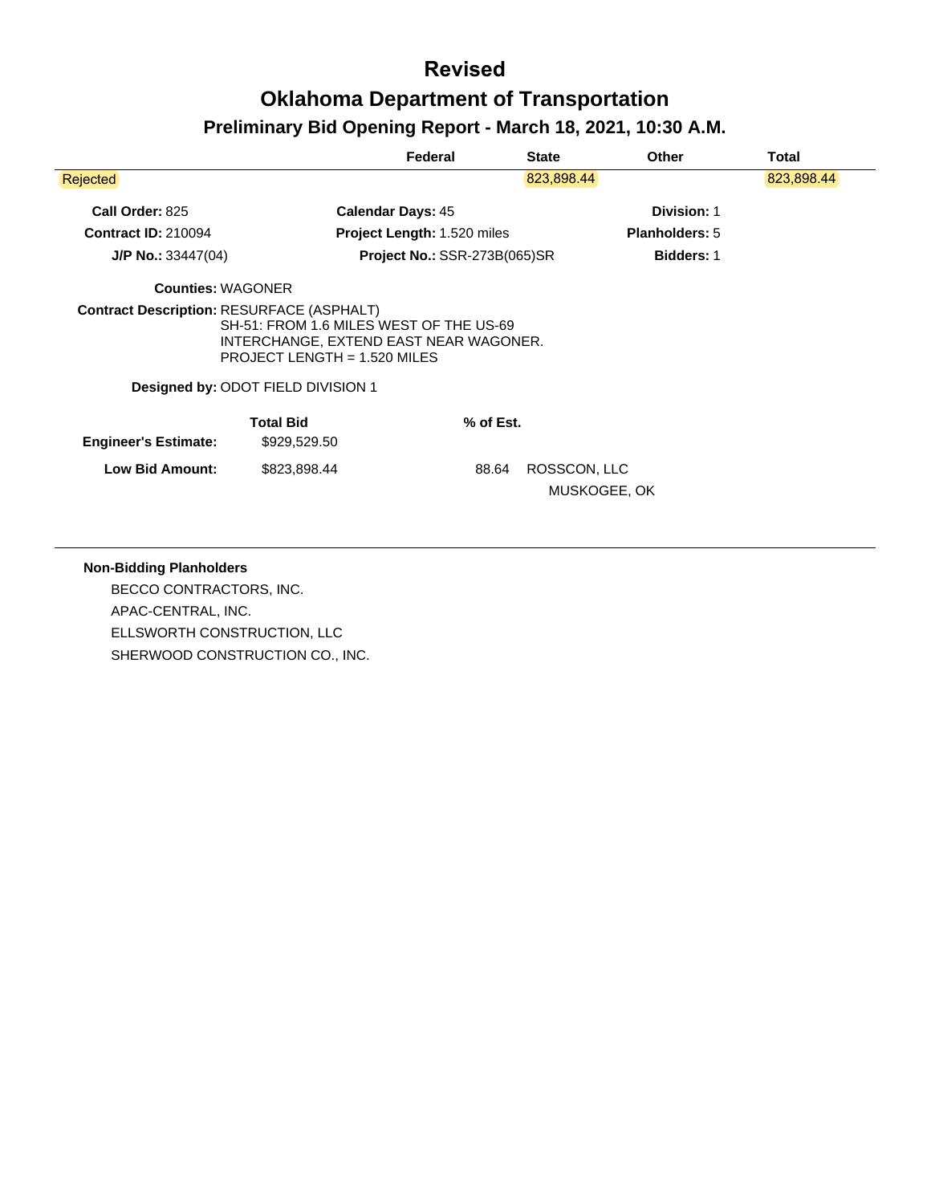# Revised

# Oklahoma Department of Transportation

## Preliminary Bid Opening Report - March 18, 2021, 10:30 A.M.

| | Federal | State | Other | Total |
|---|---|---|---|---|
| Rejected | | 823,898.44 | | 823,898.44 |

**Call Order:** 825 **Calendar Days:** 45 **Division:** 1

**Contract ID:** 210094 **Project Length:** 1.520 miles **Planholders:** 5

**J/P No.:** 33447(04) **Project No.:** SSR-273B(065)SR **Bidders:** 1

**Counties:** WAGONER

**Contract Description:** RESURFACE (ASPHALT)
SH-51: FROM 1.6 MILES WEST OF THE US-69 INTERCHANGE, EXTEND EAST NEAR WAGONER.
PROJECT LENGTH = 1.520 MILES

**Designed by:** ODOT FIELD DIVISION 1

| | Total Bid | % of Est. | |
|---|---|---|---|
| **Engineer's Estimate:** | $929,529.50 | | |
| **Low Bid Amount:** | $823,898.44 | 88.64 | ROSSCON, LLC<br>MUSKOGEE, OK |

**Non-Bidding Planholders**

BECCO CONTRACTORS, INC.
APAC-CENTRAL, INC.
ELLSWORTH CONSTRUCTION, LLC
SHERWOOD CONSTRUCTION CO., INC.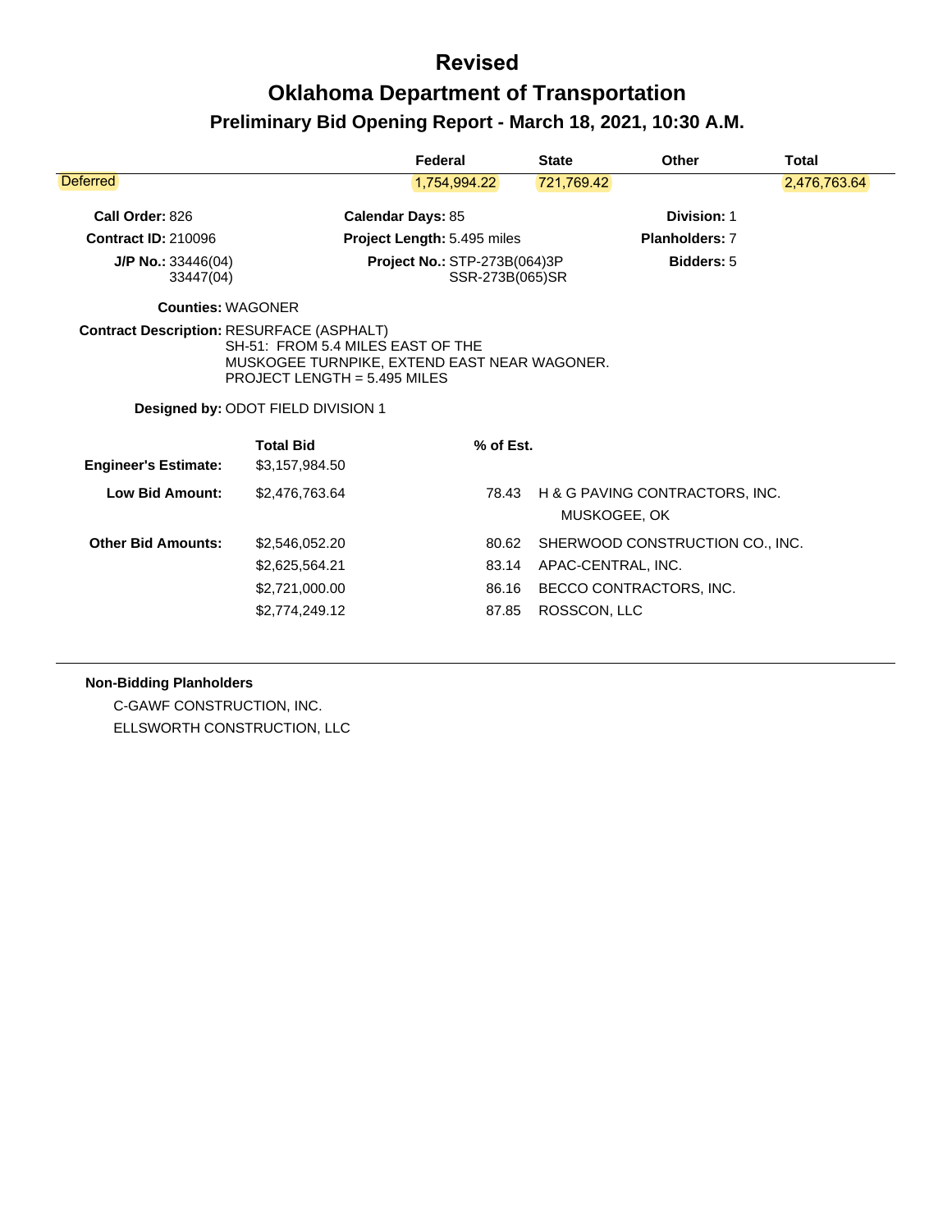# Revised

# Oklahoma Department of Transportation

## Preliminary Bid Opening Report - March 18, 2021, 10:30 A.M.

| | Federal | State | Other | Total |
|---|---|---|---|---|
| Deferred | 1,754,994.22 | 721,769.42 | | 2,476,763.64 |

**Call Order:** 826 **Calendar Days:** 85 **Division:** 1

**Contract ID:** 210096 **Project Length:** 5.495 miles **Planholders:** 7

**J/P No.:** 33446(04) 33447(04) **Project No.:** STP-273B(064)3P SSR-273B(065)SR **Bidders:** 5

**Counties:** WAGONER

**Contract Description:** RESURFACE (ASPHALT)
SH-51: FROM 5.4 MILES EAST OF THE MUSKOGEE TURNPIKE, EXTEND EAST NEAR WAGONER.
PROJECT LENGTH = 5.495 MILES

**Designed by:** ODOT FIELD DIVISION 1

| | Total Bid | % of Est. | |
|---|---|---|---|
| **Engineer's Estimate:** | $3,157,984.50 | | |
| **Low Bid Amount:** | $2,476,763.64 | 78.43 | H & G PAVING CONTRACTORS, INC. MUSKOGEE, OK |
| **Other Bid Amounts:** | $2,546,052.20 | 80.62 | SHERWOOD CONSTRUCTION CO., INC. |
| | $2,625,564.21 | 83.14 | APAC-CENTRAL, INC. |
| | $2,721,000.00 | 86.16 | BECCO CONTRACTORS, INC. |
| | $2,774,249.12 | 87.85 | ROSSCON, LLC |

**Non-Bidding Planholders**

C-GAWF CONSTRUCTION, INC.

ELLSWORTH CONSTRUCTION, LLC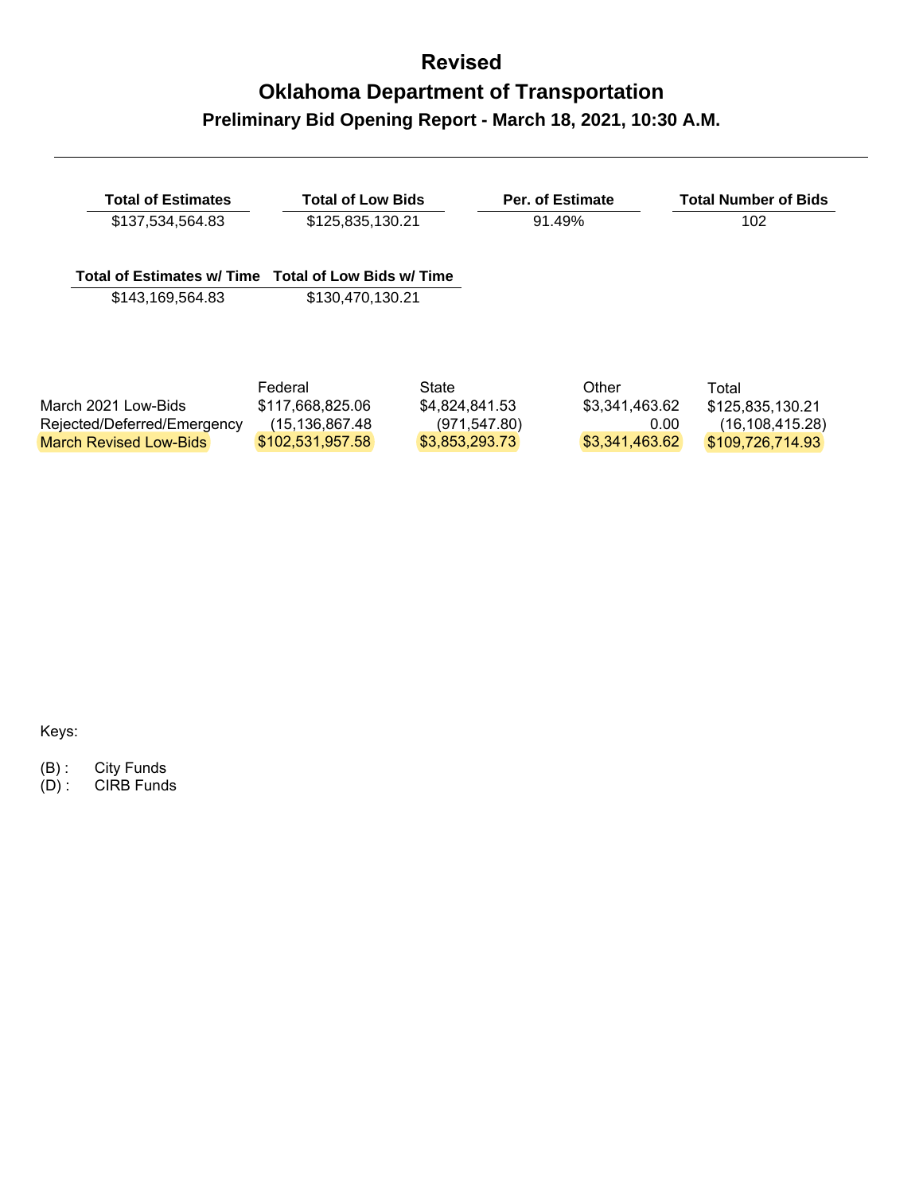# Revised

## Oklahoma Department of Transportation

### Preliminary Bid Opening Report - March 18, 2021, 10:30 A.M.

| Total of Estimates | Total of Low Bids | Per. of Estimate | Total Number of Bids |
|---|---|---|---|
| $137,534,564.83 | $125,835,130.21 | 91.49% | 102 |

| Total of Estimates w/ Time | Total of Low Bids w/ Time |
|---|---|
| $143,169,564.83 | $130,470,130.21 |

| | Federal | State | Other | Total |
|---|---|---|---|---|
| March 2021 Low-Bids | $117,668,825.06 | $4,824,841.53 | $3,341,463.62 | $125,835,130.21 |
| Rejected/Deferred/Emergency | (15,136,867.48 | (971,547.80) | 0.00 | (16,108,415.28) |
| March Revised Low-Bids | $102,531,957.58 | $3,853,293.73 | $3,341,463.62 | $109,726,714.93 |

Keys:

(B) : City Funds
(D) : CIRB Funds